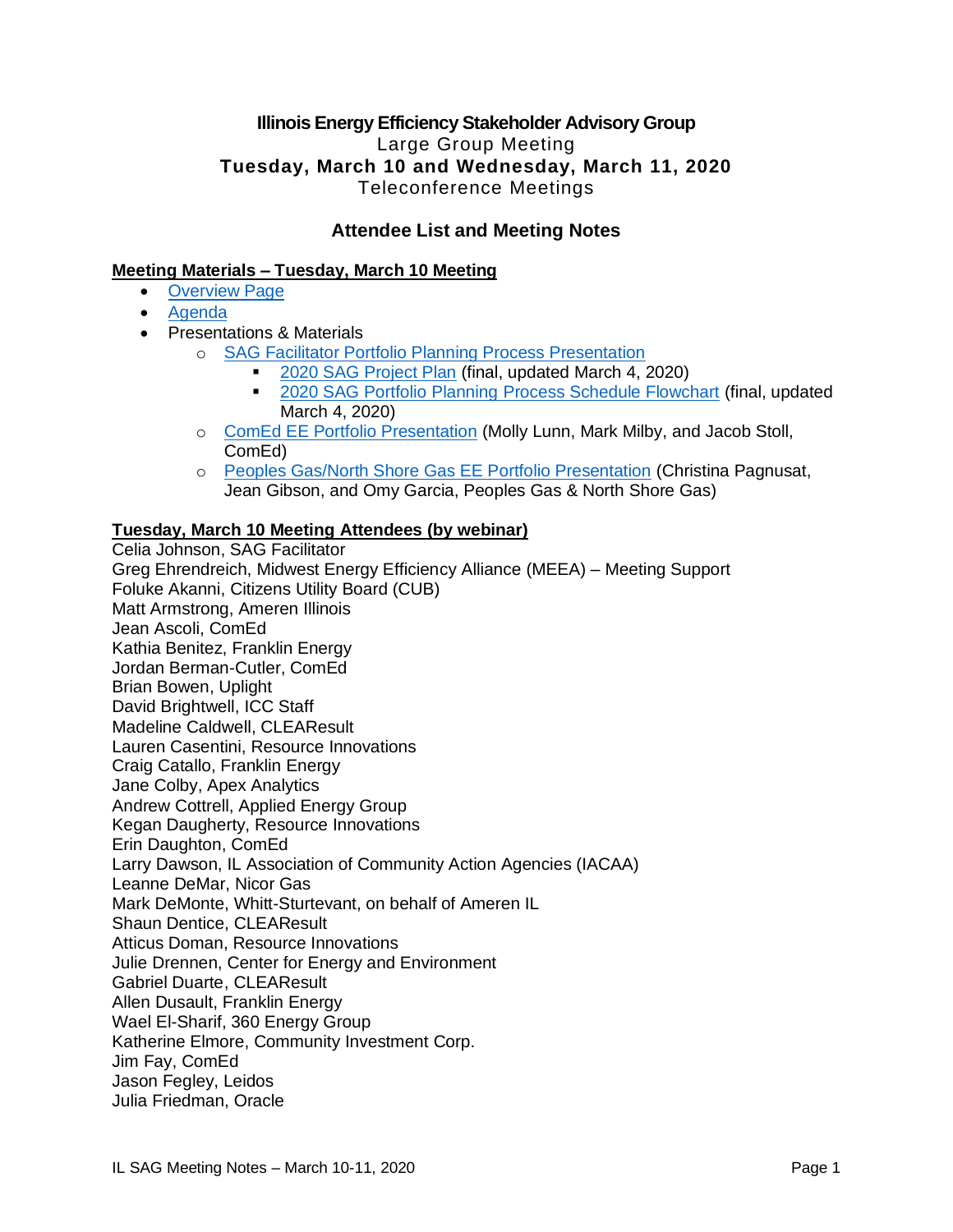# Illinois Energy Efficiency Stakeholder Advisory Group

Large Group Meeting

**Tuesday, March 10 and Wednesday, March 11, 2020**

Teleconference Meetings

## Attendee List and Meeting Notes

### Meeting Materials – Tuesday, March 10 Meeting

- Overview Page
- Agenda
- Presentations & Materials
  - SAG Facilitator Portfolio Planning Process Presentation
    - 2020 SAG Project Plan (final, updated March 4, 2020)
    - 2020 SAG Portfolio Planning Process Schedule Flowchart (final, updated March 4, 2020)
  - ComEd EE Portfolio Presentation (Molly Lunn, Mark Milby, and Jacob Stoll, ComEd)
  - Peoples Gas/North Shore Gas EE Portfolio Presentation (Christina Pagnusat, Jean Gibson, and Omy Garcia, Peoples Gas & North Shore Gas)

### Tuesday, March 10 Meeting Attendees (by webinar)

Celia Johnson, SAG Facilitator
Greg Ehrendreich, Midwest Energy Efficiency Alliance (MEEA) – Meeting Support
Foluke Akanni, Citizens Utility Board (CUB)
Matt Armstrong, Ameren Illinois
Jean Ascoli, ComEd
Kathia Benitez, Franklin Energy
Jordan Berman-Cutler, ComEd
Brian Bowen, Uplight
David Brightwell, ICC Staff
Madeline Caldwell, CLEAResult
Lauren Casentini, Resource Innovations
Craig Catallo, Franklin Energy
Jane Colby, Apex Analytics
Andrew Cottrell, Applied Energy Group
Kegan Daugherty, Resource Innovations
Erin Daughton, ComEd
Larry Dawson, IL Association of Community Action Agencies (IACAA)
Leanne DeMar, Nicor Gas
Mark DeMonte, Whitt-Sturtevant, on behalf of Ameren IL
Shaun Dentice, CLEAResult
Atticus Doman, Resource Innovations
Julie Drennen, Center for Energy and Environment
Gabriel Duarte, CLEAResult
Allen Dusault, Franklin Energy
Wael El-Sharif, 360 Energy Group
Katherine Elmore, Community Investment Corp.
Jim Fay, ComEd
Jason Fegley, Leidos
Julia Friedman, Oracle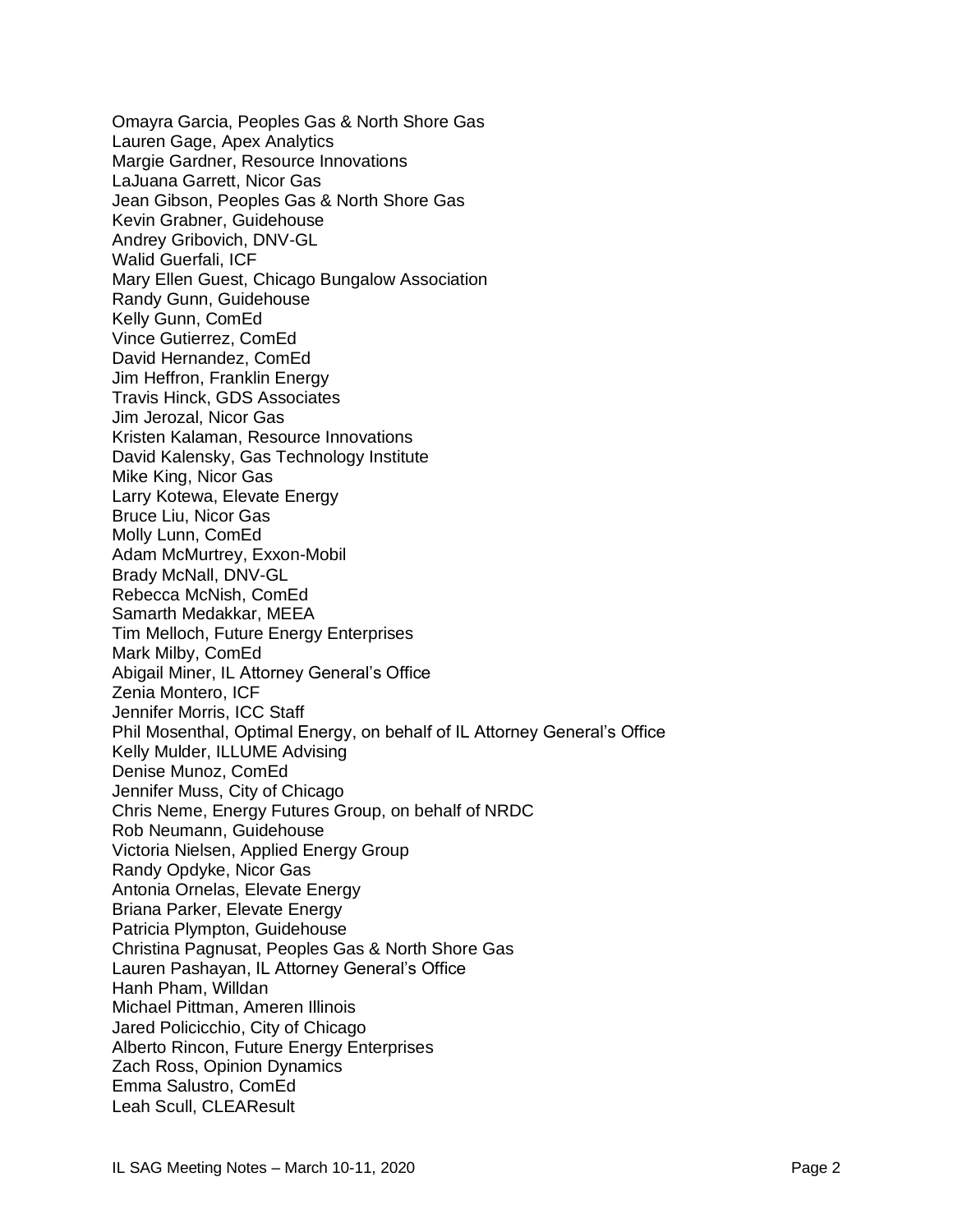Omayra Garcia, Peoples Gas & North Shore Gas
Lauren Gage, Apex Analytics
Margie Gardner, Resource Innovations
LaJuana Garrett, Nicor Gas
Jean Gibson, Peoples Gas & North Shore Gas
Kevin Grabner, Guidehouse
Andrey Gribovich, DNV-GL
Walid Guerfali, ICF
Mary Ellen Guest, Chicago Bungalow Association
Randy Gunn, Guidehouse
Kelly Gunn, ComEd
Vince Gutierrez, ComEd
David Hernandez, ComEd
Jim Heffron, Franklin Energy
Travis Hinck, GDS Associates
Jim Jerozal, Nicor Gas
Kristen Kalaman, Resource Innovations
David Kalensky, Gas Technology Institute
Mike King, Nicor Gas
Larry Kotewa, Elevate Energy
Bruce Liu, Nicor Gas
Molly Lunn, ComEd
Adam McMurtrey, Exxon-Mobil
Brady McNall, DNV-GL
Rebecca McNish, ComEd
Samarth Medakkar, MEEA
Tim Melloch, Future Energy Enterprises
Mark Milby, ComEd
Abigail Miner, IL Attorney General's Office
Zenia Montero, ICF
Jennifer Morris, ICC Staff
Phil Mosenthal, Optimal Energy, on behalf of IL Attorney General's Office
Kelly Mulder, ILLUME Advising
Denise Munoz, ComEd
Jennifer Muss, City of Chicago
Chris Neme, Energy Futures Group, on behalf of NRDC
Rob Neumann, Guidehouse
Victoria Nielsen, Applied Energy Group
Randy Opdyke, Nicor Gas
Antonia Ornelas, Elevate Energy
Briana Parker, Elevate Energy
Patricia Plympton, Guidehouse
Christina Pagnusat, Peoples Gas & North Shore Gas
Lauren Pashayan, IL Attorney General's Office
Hanh Pham, Willdan
Michael Pittman, Ameren Illinois
Jared Policicchio, City of Chicago
Alberto Rincon, Future Energy Enterprises
Zach Ross, Opinion Dynamics
Emma Salustro, ComEd
Leah Scull, CLEAResult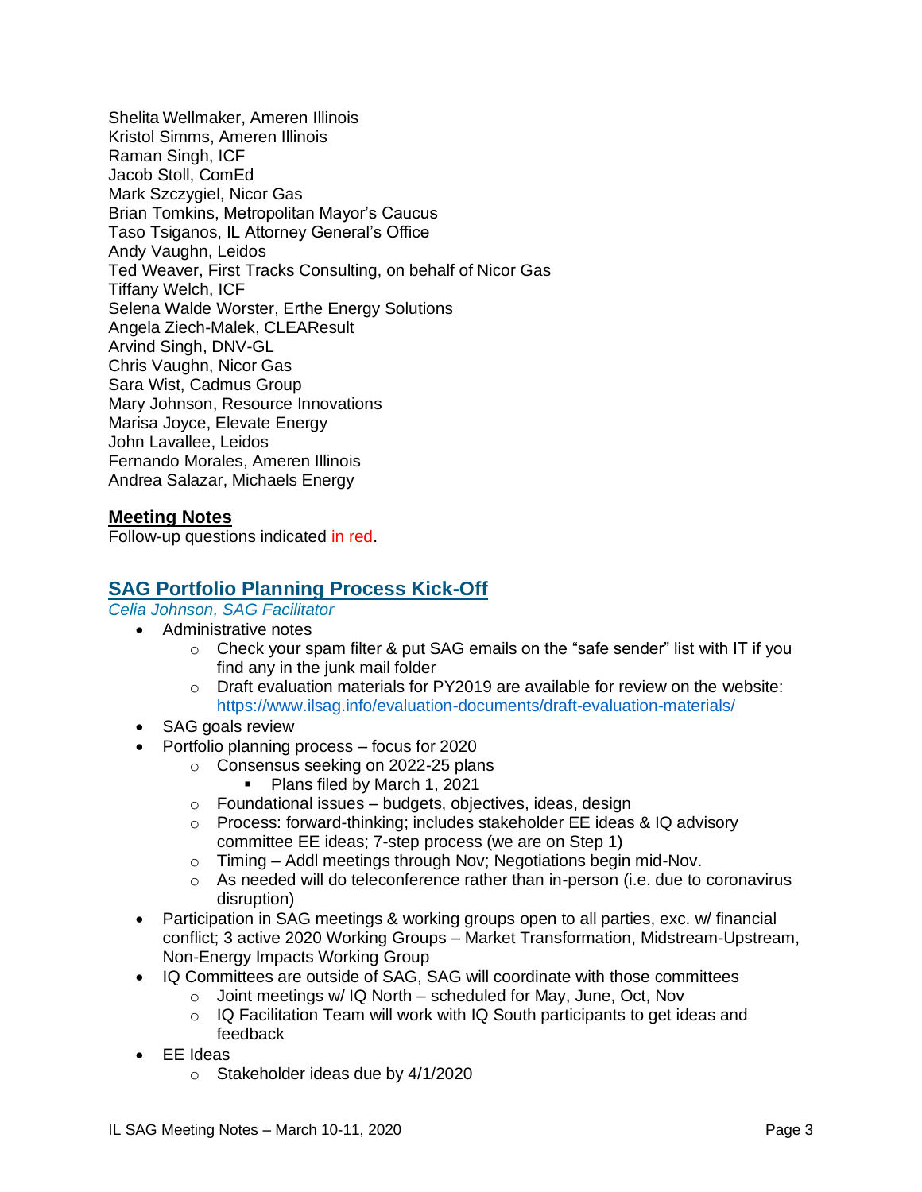Shelita Wellmaker, Ameren Illinois
Kristol Simms, Ameren Illinois
Raman Singh, ICF
Jacob Stoll, ComEd
Mark Szczygiel, Nicor Gas
Brian Tomkins, Metropolitan Mayor's Caucus
Taso Tsiganos, IL Attorney General's Office
Andy Vaughn, Leidos
Ted Weaver, First Tracks Consulting, on behalf of Nicor Gas
Tiffany Welch, ICF
Selena Walde Worster, Erthe Energy Solutions
Angela Ziech-Malek, CLEAResult
Arvind Singh, DNV-GL
Chris Vaughn, Nicor Gas
Sara Wist, Cadmus Group
Mary Johnson, Resource Innovations
Marisa Joyce, Elevate Energy
John Lavallee, Leidos
Fernando Morales, Ameren Illinois
Andrea Salazar, Michaels Energy

## Meeting Notes

Follow-up questions indicated in red.

## SAG Portfolio Planning Process Kick-Off

*Celia Johnson, SAG Facilitator*

- Administrative notes
  - Check your spam filter & put SAG emails on the "safe sender" list with IT if you find any in the junk mail folder
  - Draft evaluation materials for PY2019 are available for review on the website: https://www.ilsag.info/evaluation-documents/draft-evaluation-materials/
- SAG goals review
- Portfolio planning process – focus for 2020
  - Consensus seeking on 2022-25 plans
    - Plans filed by March 1, 2021
  - Foundational issues – budgets, objectives, ideas, design
  - Process: forward-thinking; includes stakeholder EE ideas & IQ advisory committee EE ideas; 7-step process (we are on Step 1)
  - Timing – Addl meetings through Nov; Negotiations begin mid-Nov.
  - As needed will do teleconference rather than in-person (i.e. due to coronavirus disruption)
- Participation in SAG meetings & working groups open to all parties, exc. w/ financial conflict; 3 active 2020 Working Groups – Market Transformation, Midstream-Upstream, Non-Energy Impacts Working Group
- IQ Committees are outside of SAG, SAG will coordinate with those committees
  - Joint meetings w/ IQ North – scheduled for May, June, Oct, Nov
  - IQ Facilitation Team will work with IQ South participants to get ideas and feedback
- EE Ideas
  - Stakeholder ideas due by 4/1/2020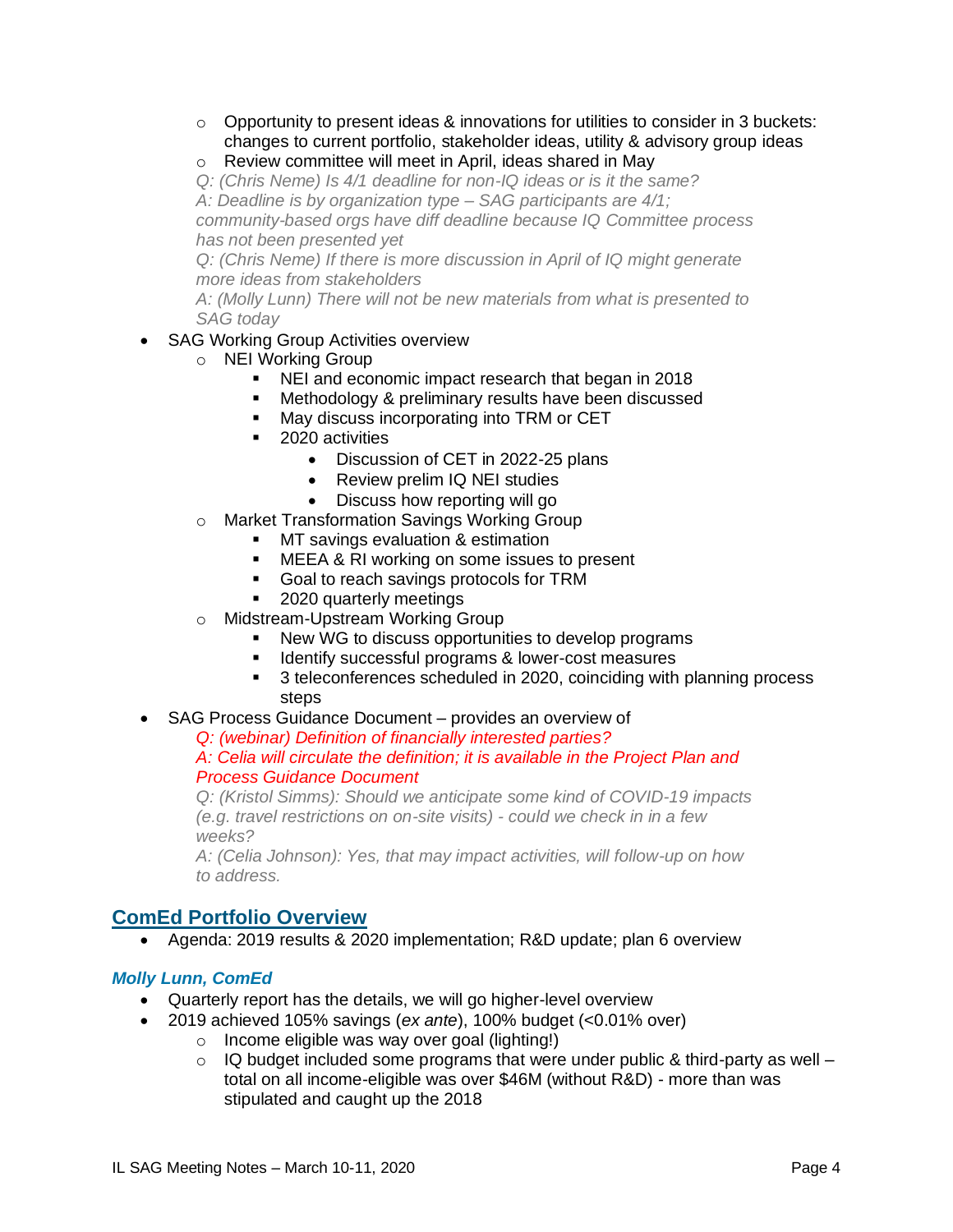- Opportunity to present ideas & innovations for utilities to consider in 3 buckets: changes to current portfolio, stakeholder ideas, utility & advisory group ideas
   - Review committee will meet in April, ideas shared in May

     *Q: (Chris Neme) Is 4/1 deadline for non-IQ ideas or is it the same?*
     *A: Deadline is by organization type – SAG participants are 4/1; community-based orgs have diff deadline because IQ Committee process has not been presented yet*
     *Q: (Chris Neme) If there is more discussion in April of IQ might generate more ideas from stakeholders*
     *A: (Molly Lunn) There will not be new materials from what is presented to SAG today*
- SAG Working Group Activities overview
   - NEI Working Group
      - NEI and economic impact research that began in 2018
      - Methodology & preliminary results have been discussed
      - May discuss incorporating into TRM or CET
      - 2020 activities
         - Discussion of CET in 2022-25 plans
         - Review prelim IQ NEI studies
         - Discuss how reporting will go
   - Market Transformation Savings Working Group
      - MT savings evaluation & estimation
      - MEEA & RI working on some issues to present
      - Goal to reach savings protocols for TRM
      - 2020 quarterly meetings
   - Midstream-Upstream Working Group
      - New WG to discuss opportunities to develop programs
      - Identify successful programs & lower-cost measures
      - 3 teleconferences scheduled in 2020, coinciding with planning process steps
- SAG Process Guidance Document – provides an overview of

  *Q: (webinar) Definition of financially interested parties?*
  *A: Celia will circulate the definition; it is available in the Project Plan and Process Guidance Document*
  *Q: (Kristol Simms): Should we anticipate some kind of COVID-19 impacts (e.g. travel restrictions on on-site visits) - could we check in in a few weeks?*
  *A: (Celia Johnson): Yes, that may impact activities, will follow-up on how to address.*

## ComEd Portfolio Overview

- Agenda: 2019 results & 2020 implementation; R&D update; plan 6 overview

### *Molly Lunn, ComEd*

- Quarterly report has the details, we will go higher-level overview
- 2019 achieved 105% savings (*ex ante*), 100% budget (<0.01% over)
   - Income eligible was way over goal (lighting!)
   - IQ budget included some programs that were under public & third-party as well – total on all income-eligible was over $46M (without R&D) - more than was stipulated and caught up the 2018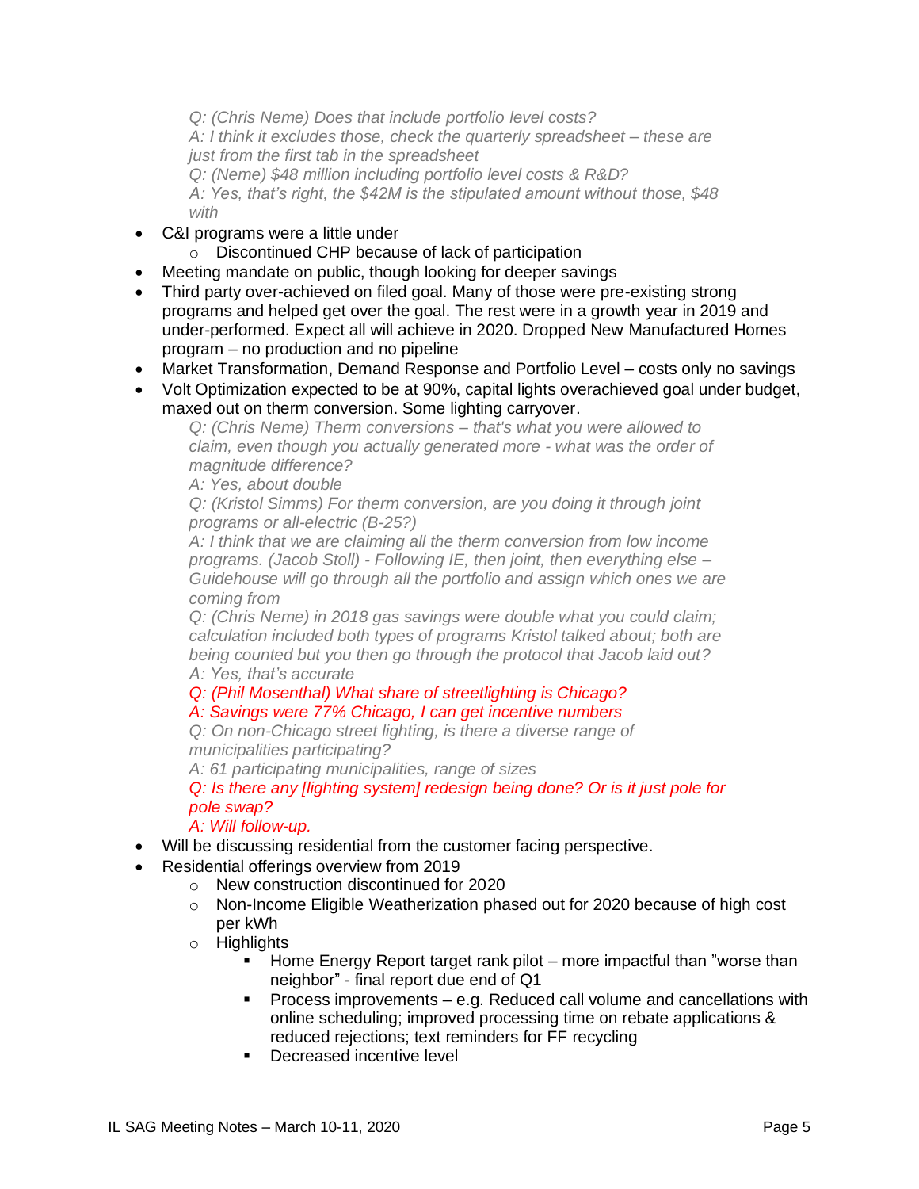*Q: (Chris Neme) Does that include portfolio level costs?*
*A: I think it excludes those, check the quarterly spreadsheet – these are just from the first tab in the spreadsheet*
*Q: (Neme) $48 million including portfolio level costs & R&D?*
*A: Yes, that's right, the $42M is the stipulated amount without those, $48 with*

- C&I programs were a little under
    - Discontinued CHP because of lack of participation
- Meeting mandate on public, though looking for deeper savings
- Third party over-achieved on filed goal. Many of those were pre-existing strong programs and helped get over the goal. The rest were in a growth year in 2019 and under-performed. Expect all will achieve in 2020. Dropped New Manufactured Homes program – no production and no pipeline
- Market Transformation, Demand Response and Portfolio Level – costs only no savings
- Volt Optimization expected to be at 90%, capital lights overachieved goal under budget, maxed out on therm conversion. Some lighting carryover.

    *Q: (Chris Neme) Therm conversions – that's what you were allowed to claim, even though you actually generated more - what was the order of magnitude difference?*
    *A: Yes, about double*
    *Q: (Kristol Simms) For therm conversion, are you doing it through joint programs or all-electric (B-25?)*
    *A: I think that we are claiming all the therm conversion from low income programs. (Jacob Stoll) - Following IE, then joint, then everything else – Guidehouse will go through all the portfolio and assign which ones we are coming from*
    *Q: (Chris Neme) in 2018 gas savings were double what you could claim; calculation included both types of programs Kristol talked about; both are being counted but you then go through the protocol that Jacob laid out?*
    *A: Yes, that's accurate*
    *Q: (Phil Mosenthal) What share of streetlighting is Chicago?*
    *A: Savings were 77% Chicago, I can get incentive numbers*
    *Q: On non-Chicago street lighting, is there a diverse range of municipalities participating?*
    *A: 61 participating municipalities, range of sizes*
    *Q: Is there any [lighting system] redesign being done? Or is it just pole for pole swap?*
    *A: Will follow-up.*

- Will be discussing residential from the customer facing perspective.
- Residential offerings overview from 2019
    - New construction discontinued for 2020
    - Non-Income Eligible Weatherization phased out for 2020 because of high cost per kWh
    - Highlights
        - Home Energy Report target rank pilot – more impactful than "worse than neighbor" - final report due end of Q1
        - Process improvements – e.g. Reduced call volume and cancellations with online scheduling; improved processing time on rebate applications & reduced rejections; text reminders for FF recycling
        - Decreased incentive level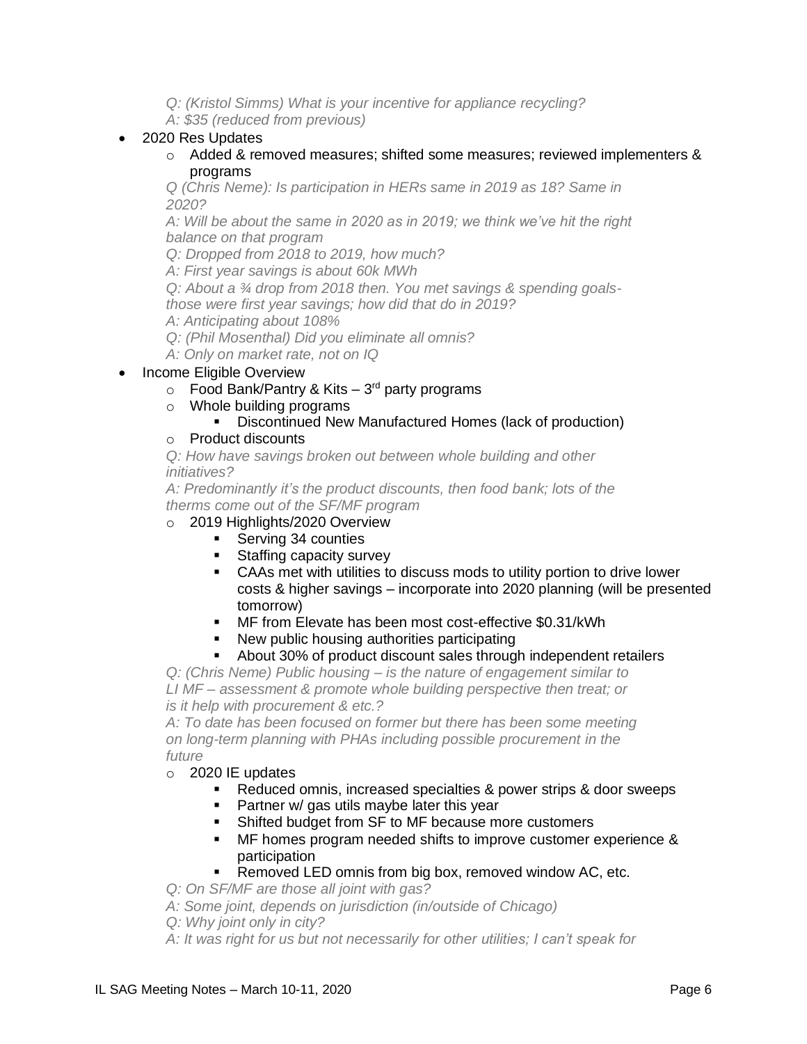*Q: (Kristol Simms) What is your incentive for appliance recycling?*
*A: $35 (reduced from previous)*

- 2020 Res Updates
  - Added & removed measures; shifted some measures; reviewed implementers & programs

  *Q (Chris Neme): Is participation in HERs same in 2019 as 18? Same in 2020?*
  *A: Will be about the same in 2020 as in 2019; we think we've hit the right balance on that program*
  *Q: Dropped from 2018 to 2019, how much?*
  *A: First year savings is about 60k MWh*
  *Q: About a ¾ drop from 2018 then. You met savings & spending goals-those were first year savings; how did that do in 2019?*
  *A: Anticipating about 108%*
  *Q: (Phil Mosenthal) Did you eliminate all omnis?*
  *A: Only on market rate, not on IQ*

- Income Eligible Overview
  - Food Bank/Pantry & Kits – 3rd party programs
  - Whole building programs
    - Discontinued New Manufactured Homes (lack of production)
  - Product discounts

  *Q: How have savings broken out between whole building and other initiatives?*
  *A: Predominantly it's the product discounts, then food bank; lots of the therms come out of the SF/MF program*

  - 2019 Highlights/2020 Overview
    - Serving 34 counties
    - Staffing capacity survey
    - CAAs met with utilities to discuss mods to utility portion to drive lower costs & higher savings – incorporate into 2020 planning (will be presented tomorrow)
    - MF from Elevate has been most cost-effective $0.31/kWh
    - New public housing authorities participating
    - About 30% of product discount sales through independent retailers

  *Q: (Chris Neme) Public housing – is the nature of engagement similar to LI MF – assessment & promote whole building perspective then treat; or is it help with procurement & etc.?*
  *A: To date has been focused on former but there has been some meeting on long-term planning with PHAs including possible procurement in the future*

  - 2020 IE updates
    - Reduced omnis, increased specialties & power strips & door sweeps
    - Partner w/ gas utils maybe later this year
    - Shifted budget from SF to MF because more customers
    - MF homes program needed shifts to improve customer experience & participation
    - Removed LED omnis from big box, removed window AC, etc.

  *Q: On SF/MF are those all joint with gas?*
  *A: Some joint, depends on jurisdiction (in/outside of Chicago)*
  *Q: Why joint only in city?*
  *A: It was right for us but not necessarily for other utilities; I can't speak for*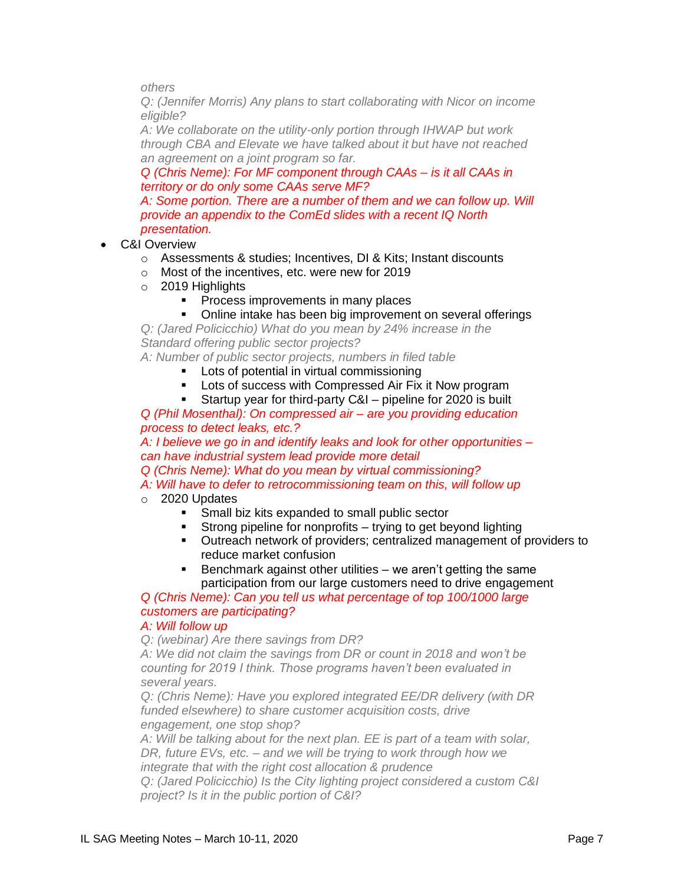*others*

*Q: (Jennifer Morris) Any plans to start collaborating with Nicor on income eligible?*

*A: We collaborate on the utility-only portion through IHWAP but work through CBA and Elevate we have talked about it but have not reached an agreement on a joint program so far.*

*Q (Chris Neme): For MF component through CAAs – is it all CAAs in territory or do only some CAAs serve MF?*

*A: Some portion. There are a number of them and we can follow up. Will provide an appendix to the ComEd slides with a recent IQ North presentation.*

- C&I Overview
  - Assessments & studies; Incentives, DI & Kits; Instant discounts
  - Most of the incentives, etc. were new for 2019
  - 2019 Highlights
    - Process improvements in many places
    - Online intake has been big improvement on several offerings

*Q: (Jared Policicchio) What do you mean by 24% increase in the Standard offering public sector projects?*

*A: Number of public sector projects, numbers in filed table*

- - - Lots of potential in virtual commissioning
    - Lots of success with Compressed Air Fix it Now program
    - Startup year for third-party C&I – pipeline for 2020 is built

*Q (Phil Mosenthal): On compressed air – are you providing education process to detect leaks, etc.?*

*A: I believe we go in and identify leaks and look for other opportunities – can have industrial system lead provide more detail*

*Q (Chris Neme): What do you mean by virtual commissioning?*

*A: Will have to defer to retrocommissioning team on this, will follow up*

- - 2020 Updates
    - Small biz kits expanded to small public sector
    - Strong pipeline for nonprofits – trying to get beyond lighting
    - Outreach network of providers; centralized management of providers to reduce market confusion
    - Benchmark against other utilities – we aren't getting the same participation from our large customers need to drive engagement

*Q (Chris Neme): Can you tell us what percentage of top 100/1000 large customers are participating?*

*A: Will follow up*

*Q: (webinar) Are there savings from DR?*

*A: We did not claim the savings from DR or count in 2018 and won't be counting for 2019 I think. Those programs haven't been evaluated in several years.*

*Q: (Chris Neme): Have you explored integrated EE/DR delivery (with DR funded elsewhere) to share customer acquisition costs, drive engagement, one stop shop?*

*A: Will be talking about for the next plan. EE is part of a team with solar, DR, future EVs, etc. – and we will be trying to work through how we integrate that with the right cost allocation & prudence*

*Q: (Jared Policicchio) Is the City lighting project considered a custom C&I project? Is it in the public portion of C&I?*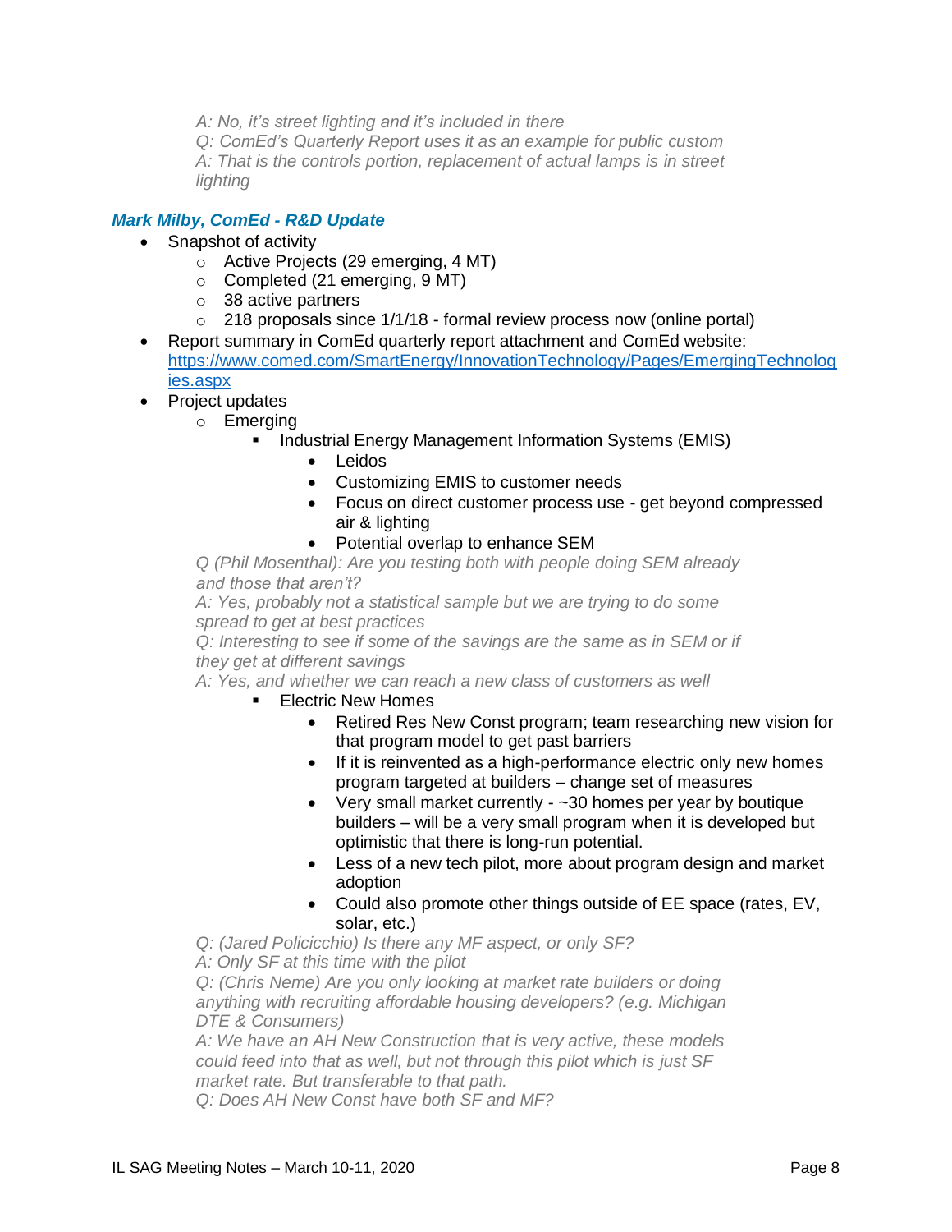*A: No, it's street lighting and it's included in there*
*Q: ComEd's Quarterly Report uses it as an example for public custom*
*A: That is the controls portion, replacement of actual lamps is in street lighting*

### *Mark Milby, ComEd - R&D Update*

- Snapshot of activity
  - Active Projects (29 emerging, 4 MT)
  - Completed (21 emerging, 9 MT)
  - 38 active partners
  - 218 proposals since 1/1/18 - formal review process now (online portal)
- Report summary in ComEd quarterly report attachment and ComEd website: [https://www.comed.com/SmartEnergy/InnovationTechnology/Pages/EmergingTechnologies.aspx](https://www.comed.com/SmartEnergy/InnovationTechnology/Pages/EmergingTechnologies.aspx)
- Project updates
  - Emerging
    - Industrial Energy Management Information Systems (EMIS)
      - Leidos
      - Customizing EMIS to customer needs
      - Focus on direct customer process use - get beyond compressed air & lighting
      - Potential overlap to enhance SEM

*Q (Phil Mosenthal): Are you testing both with people doing SEM already and those that aren't?*
*A: Yes, probably not a statistical sample but we are trying to do some spread to get at best practices*
*Q: Interesting to see if some of the savings are the same as in SEM or if they get at different savings*
*A: Yes, and whether we can reach a new class of customers as well*

- Electric New Homes
  - Retired Res New Const program; team researching new vision for that program model to get past barriers
  - If it is reinvented as a high-performance electric only new homes program targeted at builders – change set of measures
  - Very small market currently - ~30 homes per year by boutique builders – will be a very small program when it is developed but optimistic that there is long-run potential.
  - Less of a new tech pilot, more about program design and market adoption
  - Could also promote other things outside of EE space (rates, EV, solar, etc.)

*Q: (Jared Policicchio) Is there any MF aspect, or only SF?*
*A: Only SF at this time with the pilot*
*Q: (Chris Neme) Are you only looking at market rate builders or doing anything with recruiting affordable housing developers? (e.g. Michigan DTE & Consumers)*
*A: We have an AH New Construction that is very active, these models could feed into that as well, but not through this pilot which is just SF market rate. But transferable to that path.*
*Q: Does AH New Const have both SF and MF?*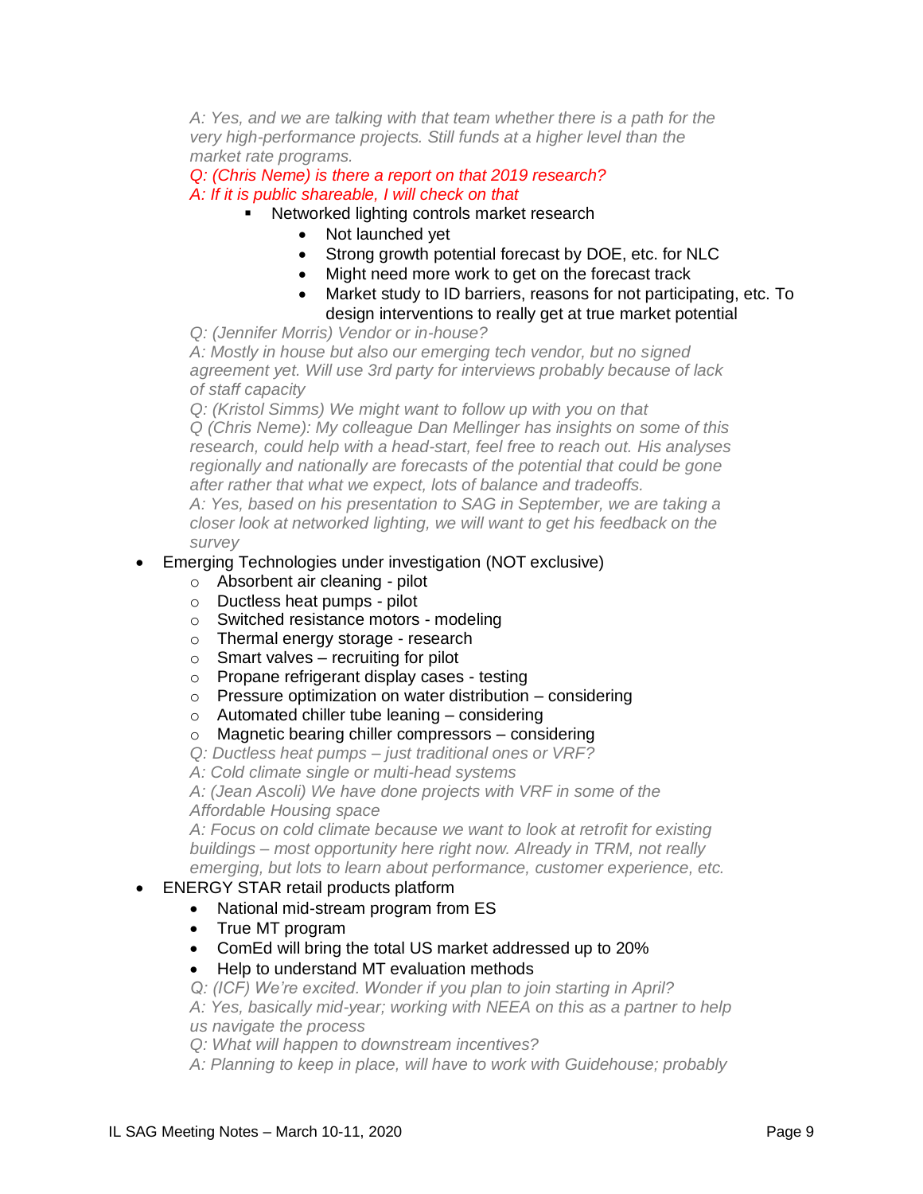*A: Yes, and we are talking with that team whether there is a path for the very high-performance projects. Still funds at a higher level than the market rate programs.*

*Q: (Chris Neme) is there a report on that 2019 research?*

*A: If it is public shareable, I will check on that*

- Networked lighting controls market research
  - Not launched yet
  - Strong growth potential forecast by DOE, etc. for NLC
  - Might need more work to get on the forecast track
  - Market study to ID barriers, reasons for not participating, etc. To design interventions to really get at true market potential

*Q: (Jennifer Morris) Vendor or in-house?*

*A: Mostly in house but also our emerging tech vendor, but no signed agreement yet. Will use 3rd party for interviews probably because of lack of staff capacity*

*Q: (Kristol Simms) We might want to follow up with you on that*

*Q (Chris Neme): My colleague Dan Mellinger has insights on some of this research, could help with a head-start, feel free to reach out. His analyses regionally and nationally are forecasts of the potential that could be gone after rather that what we expect, lots of balance and tradeoffs.*

*A: Yes, based on his presentation to SAG in September, we are taking a closer look at networked lighting, we will want to get his feedback on the survey*

- Emerging Technologies under investigation (NOT exclusive)
  - Absorbent air cleaning - pilot
  - Ductless heat pumps - pilot
  - Switched resistance motors - modeling
  - Thermal energy storage - research
  - Smart valves – recruiting for pilot
  - Propane refrigerant display cases - testing
  - Pressure optimization on water distribution – considering
  - Automated chiller tube leaning – considering
  - Magnetic bearing chiller compressors – considering

  *Q: Ductless heat pumps – just traditional ones or VRF?*

  *A: Cold climate single or multi-head systems*

  *A: (Jean Ascoli) We have done projects with VRF in some of the Affordable Housing space*

  *A: Focus on cold climate because we want to look at retrofit for existing buildings – most opportunity here right now. Already in TRM, not really emerging, but lots to learn about performance, customer experience, etc.*

- ENERGY STAR retail products platform
  - National mid-stream program from ES
  - True MT program
  - ComEd will bring the total US market addressed up to 20%
  - Help to understand MT evaluation methods

  *Q: (ICF) We're excited. Wonder if you plan to join starting in April?*

  *A: Yes, basically mid-year; working with NEEA on this as a partner to help us navigate the process*

  *Q: What will happen to downstream incentives?*

  *A: Planning to keep in place, will have to work with Guidehouse; probably*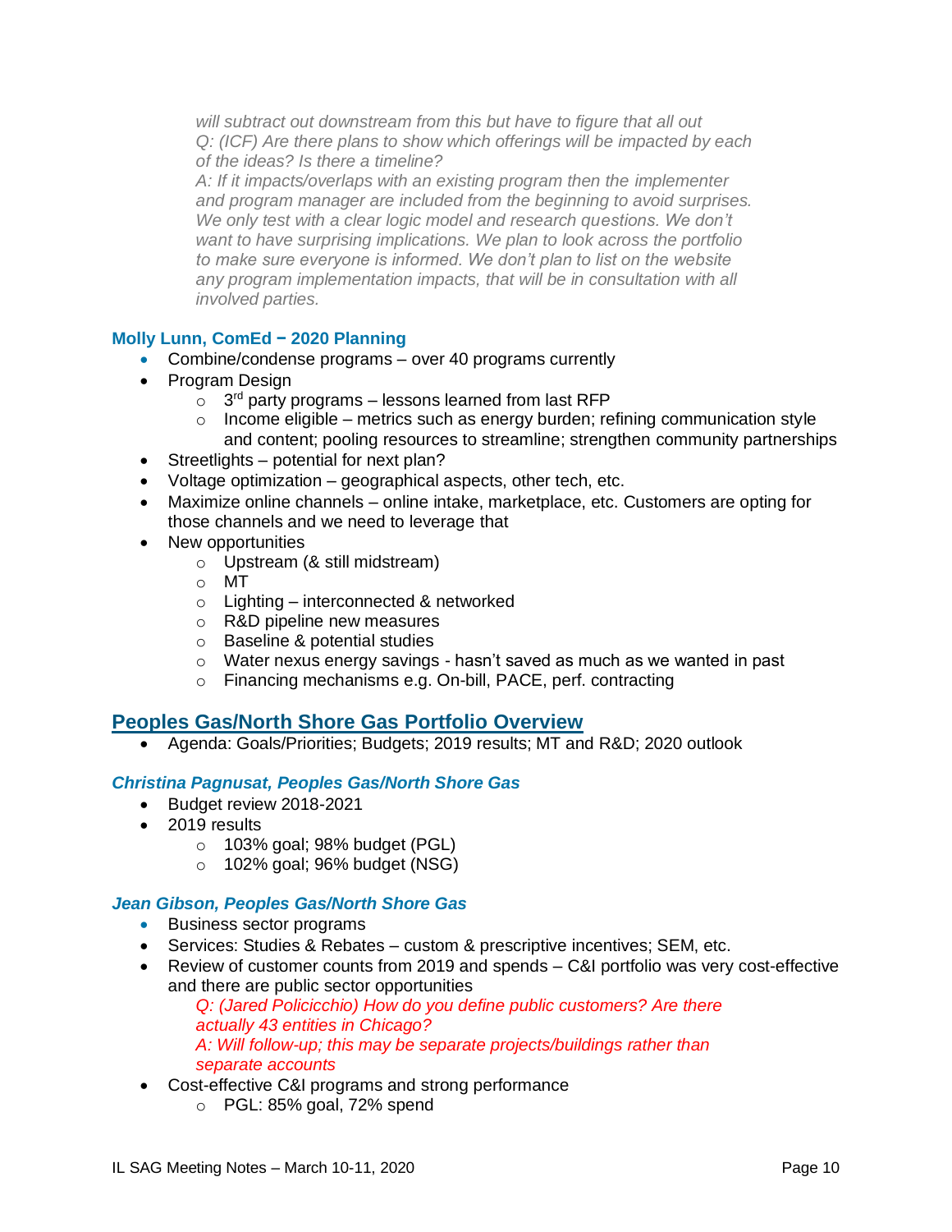*will subtract out downstream from this but have to figure that all out*
*Q: (ICF) Are there plans to show which offerings will be impacted by each of the ideas? Is there a timeline?*
*A: If it impacts/overlaps with an existing program then the implementer and program manager are included from the beginning to avoid surprises. We only test with a clear logic model and research questions. We don't want to have surprising implications. We plan to look across the portfolio to make sure everyone is informed. We don't plan to list on the website any program implementation impacts, that will be in consultation with all involved parties.*

**Molly Lunn, ComEd – 2020 Planning**

- Combine/condense programs – over 40 programs currently
- Program Design
  - 3rd party programs – lessons learned from last RFP
  - Income eligible – metrics such as energy burden; refining communication style and content; pooling resources to streamline; strengthen community partnerships
- Streetlights – potential for next plan?
- Voltage optimization – geographical aspects, other tech, etc.
- Maximize online channels – online intake, marketplace, etc. Customers are opting for those channels and we need to leverage that
- New opportunities
  - Upstream (& still midstream)
  - MT
  - Lighting – interconnected & networked
  - R&D pipeline new measures
  - Baseline & potential studies
  - Water nexus energy savings - hasn't saved as much as we wanted in past
  - Financing mechanisms e.g. On-bill, PACE, perf. contracting

## Peoples Gas/North Shore Gas Portfolio Overview

- Agenda: Goals/Priorities; Budgets; 2019 results; MT and R&D; 2020 outlook

***Christina Pagnusat, Peoples Gas/North Shore Gas***

- Budget review 2018-2021
- 2019 results
  - 103% goal; 98% budget (PGL)
  - 102% goal; 96% budget (NSG)

***Jean Gibson, Peoples Gas/North Shore Gas***

- Business sector programs
- Services: Studies & Rebates – custom & prescriptive incentives; SEM, etc.
- Review of customer counts from 2019 and spends – C&I portfolio was very cost-effective and there are public sector opportunities

  *Q: (Jared Policicchio) How do you define public customers? Are there actually 43 entities in Chicago?*
  *A: Will follow-up; this may be separate projects/buildings rather than separate accounts*
- Cost-effective C&I programs and strong performance
  - PGL: 85% goal, 72% spend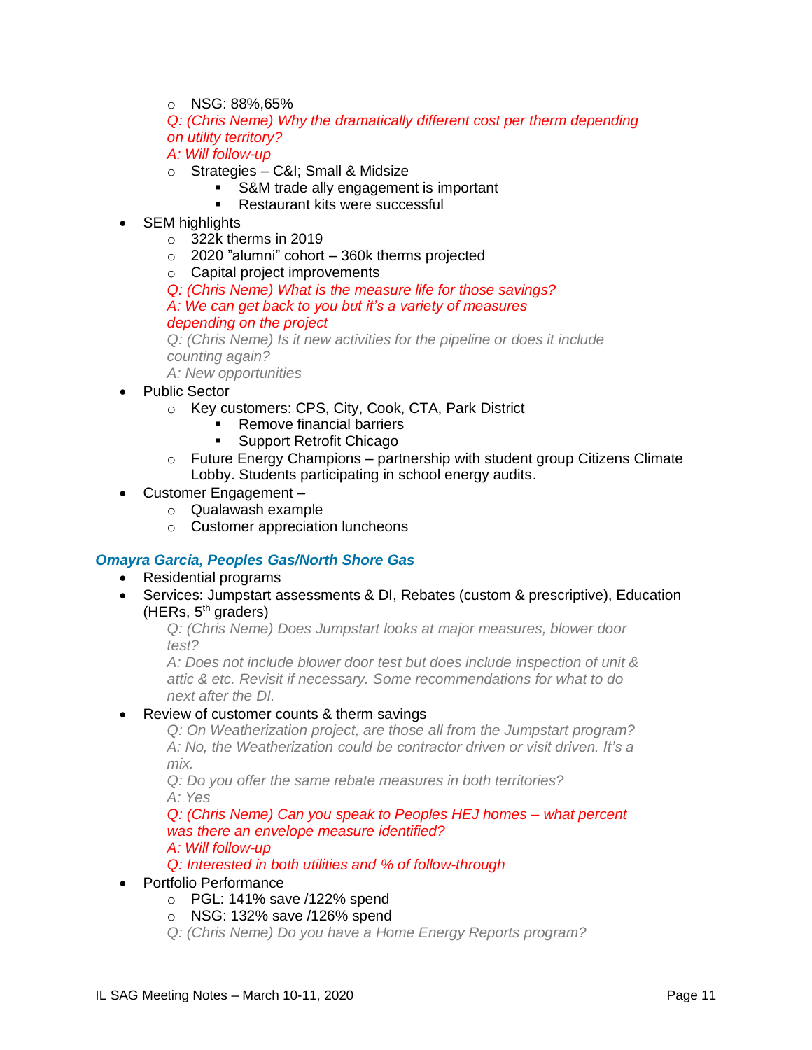- NSG: 88%,65%

    *Q: (Chris Neme) Why the dramatically different cost per therm depending on utility territory?*
    *A: Will follow-up*

    - Strategies – C&I; Small & Midsize
        - S&M trade ally engagement is important
        - Restaurant kits were successful

- SEM highlights
    - 322k therms in 2019
    - 2020 "alumni" cohort – 360k therms projected
    - Capital project improvements

    *Q: (Chris Neme) What is the measure life for those savings?*
    *A: We can get back to you but it's a variety of measures depending on the project*
    *Q: (Chris Neme) Is it new activities for the pipeline or does it include counting again?*
    *A: New opportunities*

- Public Sector
    - Key customers: CPS, City, Cook, CTA, Park District
        - Remove financial barriers
        - Support Retrofit Chicago
    - Future Energy Champions – partnership with student group Citizens Climate Lobby. Students participating in school energy audits.
- Customer Engagement –
    - Qualawash example
    - Customer appreciation luncheons

### *Omayra Garcia, Peoples Gas/North Shore Gas*

- Residential programs
- Services: Jumpstart assessments & DI, Rebates (custom & prescriptive), Education (HERs, 5th graders)

    *Q: (Chris Neme) Does Jumpstart looks at major measures, blower door test?*
    *A: Does not include blower door test but does include inspection of unit & attic & etc. Revisit if necessary. Some recommendations for what to do next after the DI.*

- Review of customer counts & therm savings

    *Q: On Weatherization project, are those all from the Jumpstart program?*
    *A: No, the Weatherization could be contractor driven or visit driven. It's a mix.*
    *Q: Do you offer the same rebate measures in both territories?*
    *A: Yes*
    *Q: (Chris Neme) Can you speak to Peoples HEJ homes – what percent was there an envelope measure identified?*
    *A: Will follow-up*
    *Q: Interested in both utilities and % of follow-through*

- Portfolio Performance
    - PGL: 141% save /122% spend
    - NSG: 132% save /126% spend

    *Q: (Chris Neme) Do you have a Home Energy Reports program?*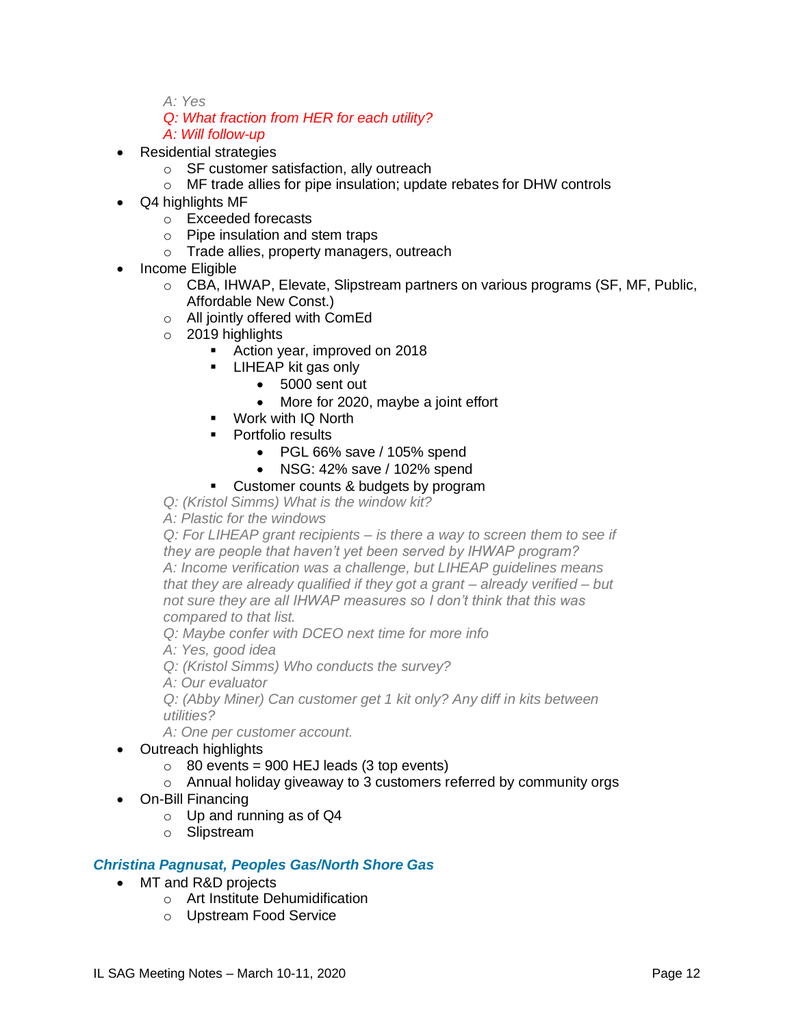*A: Yes*

*Q: What fraction from HER for each utility?*

*A: Will follow-up*

- Residential strategies
  - SF customer satisfaction, ally outreach
  - MF trade allies for pipe insulation; update rebates for DHW controls
- Q4 highlights MF
  - Exceeded forecasts
  - Pipe insulation and stem traps
  - Trade allies, property managers, outreach
- Income Eligible
  - CBA, IHWAP, Elevate, Slipstream partners on various programs (SF, MF, Public, Affordable New Const.)
  - All jointly offered with ComEd
  - 2019 highlights
    - Action year, improved on 2018
    - LIHEAP kit gas only
      - 5000 sent out
      - More for 2020, maybe a joint effort
    - Work with IQ North
    - Portfolio results
      - PGL 66% save / 105% spend
      - NSG: 42% save / 102% spend
    - Customer counts & budgets by program

*Q: (Kristol Simms) What is the window kit?*

*A: Plastic for the windows*

*Q: For LIHEAP grant recipients – is there a way to screen them to see if they are people that haven't yet been served by IHWAP program?*

*A: Income verification was a challenge, but LIHEAP guidelines means that they are already qualified if they got a grant – already verified – but not sure they are all IHWAP measures so I don't think that this was compared to that list.*

*Q: Maybe confer with DCEO next time for more info*

*A: Yes, good idea*

*Q: (Kristol Simms) Who conducts the survey?*

*A: Our evaluator*

*Q: (Abby Miner) Can customer get 1 kit only? Any diff in kits between utilities?*

*A: One per customer account.*

- Outreach highlights
  - 80 events = 900 HEJ leads (3 top events)
  - Annual holiday giveaway to 3 customers referred by community orgs
- On-Bill Financing
  - Up and running as of Q4
  - Slipstream

### *Christina Pagnusat, Peoples Gas/North Shore Gas*

- MT and R&D projects
  - Art Institute Dehumidification
  - Upstream Food Service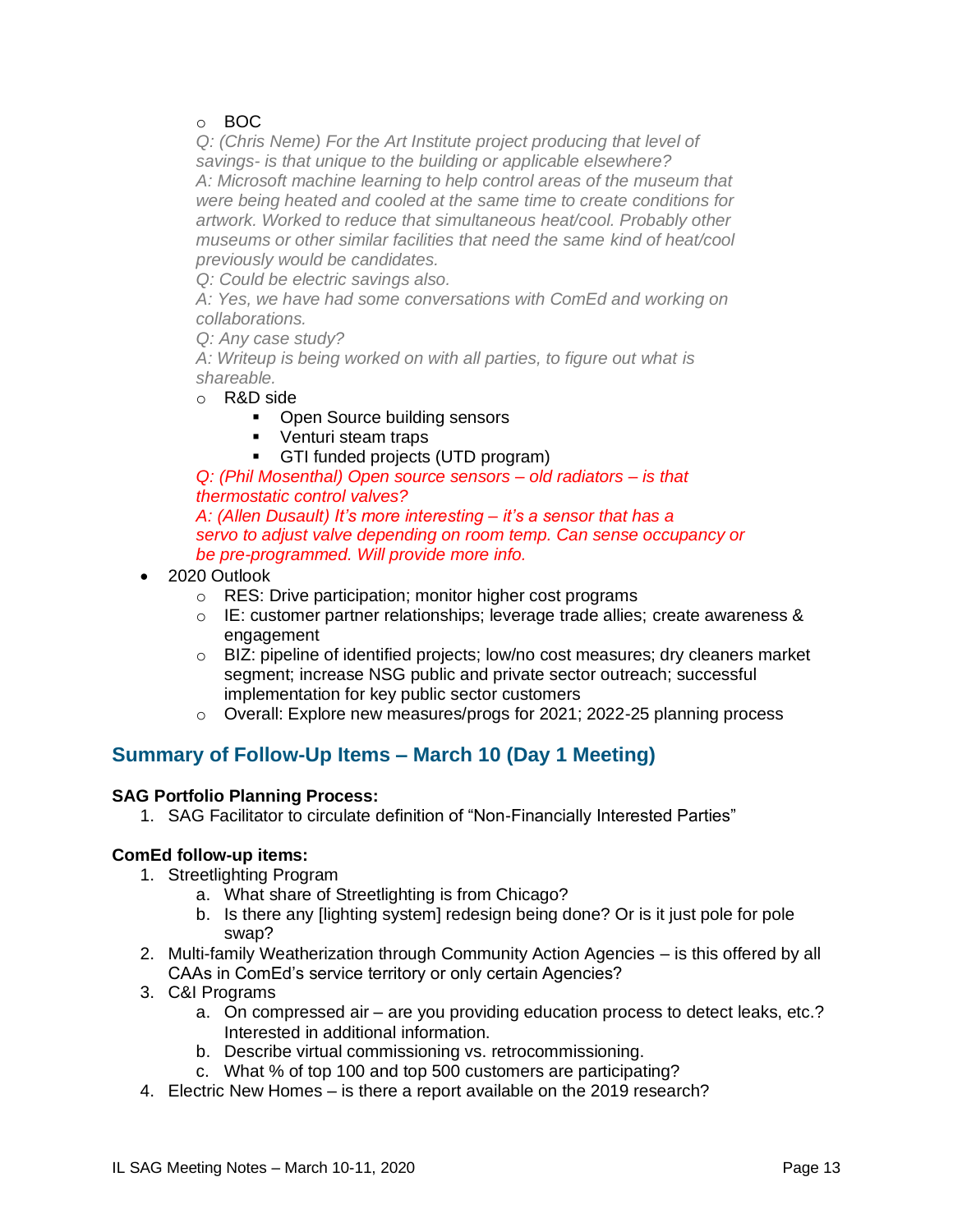- BOC

    *Q: (Chris Neme) For the Art Institute project producing that level of savings- is that unique to the building or applicable elsewhere?*
    *A: Microsoft machine learning to help control areas of the museum that were being heated and cooled at the same time to create conditions for artwork. Worked to reduce that simultaneous heat/cool. Probably other museums or other similar facilities that need the same kind of heat/cool previously would be candidates.*
    *Q: Could be electric savings also.*
    *A: Yes, we have had some conversations with ComEd and working on collaborations.*
    *Q: Any case study?*
    *A: Writeup is being worked on with all parties, to figure out what is shareable.*
  - R&D side
    - Open Source building sensors
    - Venturi steam traps
    - GTI funded projects (UTD program)

    *Q: (Phil Mosenthal) Open source sensors – old radiators – is that thermostatic control valves?*
    *A: (Allen Dusault) It's more interesting – it's a sensor that has a servo to adjust valve depending on room temp. Can sense occupancy or be pre-programmed. Will provide more info.*
- 2020 Outlook
  - RES: Drive participation; monitor higher cost programs
  - IE: customer partner relationships; leverage trade allies; create awareness & engagement
  - BIZ: pipeline of identified projects; low/no cost measures; dry cleaners market segment; increase NSG public and private sector outreach; successful implementation for key public sector customers
  - Overall: Explore new measures/progs for 2021; 2022-25 planning process

## Summary of Follow-Up Items – March 10 (Day 1 Meeting)

**SAG Portfolio Planning Process:**

1. SAG Facilitator to circulate definition of "Non-Financially Interested Parties"

**ComEd follow-up items:**

1. Streetlighting Program
   a. What share of Streetlighting is from Chicago?
   b. Is there any [lighting system] redesign being done? Or is it just pole for pole swap?
2. Multi-family Weatherization through Community Action Agencies – is this offered by all CAAs in ComEd's service territory or only certain Agencies?
3. C&I Programs
   a. On compressed air – are you providing education process to detect leaks, etc.? Interested in additional information.
   b. Describe virtual commissioning vs. retrocommissioning.
   c. What % of top 100 and top 500 customers are participating?
4. Electric New Homes – is there a report available on the 2019 research?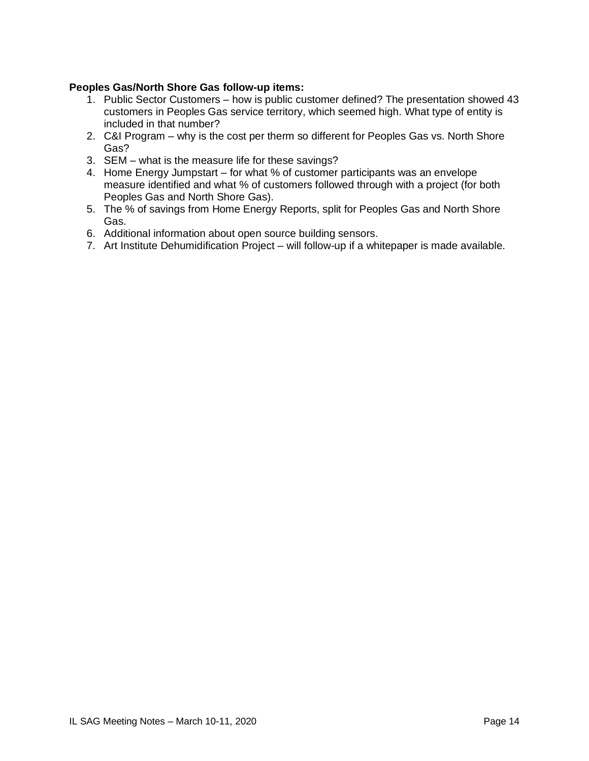**Peoples Gas/North Shore Gas follow-up items:**

1. Public Sector Customers – how is public customer defined? The presentation showed 43 customers in Peoples Gas service territory, which seemed high. What type of entity is included in that number?
2. C&I Program – why is the cost per therm so different for Peoples Gas vs. North Shore Gas?
3. SEM – what is the measure life for these savings?
4. Home Energy Jumpstart – for what % of customer participants was an envelope measure identified and what % of customers followed through with a project (for both Peoples Gas and North Shore Gas).
5. The % of savings from Home Energy Reports, split for Peoples Gas and North Shore Gas.
6. Additional information about open source building sensors.
7. Art Institute Dehumidification Project – will follow-up if a whitepaper is made available.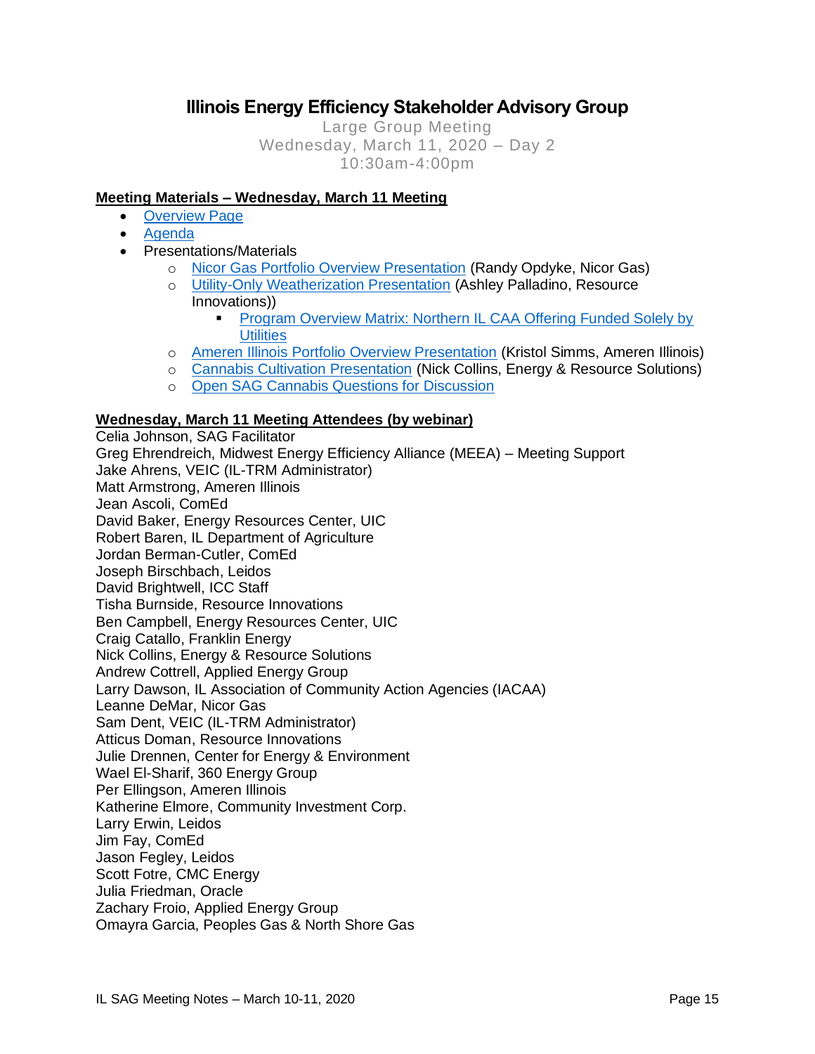# Illinois Energy Efficiency Stakeholder Advisory Group

Large Group Meeting
Wednesday, March 11, 2020 – Day 2
10:30am-4:00pm

**Meeting Materials – Wednesday, March 11 Meeting**

- Overview Page
- Agenda
- Presentations/Materials
  - Nicor Gas Portfolio Overview Presentation (Randy Opdyke, Nicor Gas)
  - Utility-Only Weatherization Presentation (Ashley Palladino, Resource Innovations))
    - Program Overview Matrix: Northern IL CAA Offering Funded Solely by Utilities
  - Ameren Illinois Portfolio Overview Presentation (Kristol Simms, Ameren Illinois)
  - Cannabis Cultivation Presentation (Nick Collins, Energy & Resource Solutions)
  - Open SAG Cannabis Questions for Discussion

**Wednesday, March 11 Meeting Attendees (by webinar)**

Celia Johnson, SAG Facilitator
Greg Ehrendreich, Midwest Energy Efficiency Alliance (MEEA) – Meeting Support
Jake Ahrens, VEIC (IL-TRM Administrator)
Matt Armstrong, Ameren Illinois
Jean Ascoli, ComEd
David Baker, Energy Resources Center, UIC
Robert Baren, IL Department of Agriculture
Jordan Berman-Cutler, ComEd
Joseph Birschbach, Leidos
David Brightwell, ICC Staff
Tisha Burnside, Resource Innovations
Ben Campbell, Energy Resources Center, UIC
Craig Catallo, Franklin Energy
Nick Collins, Energy & Resource Solutions
Andrew Cottrell, Applied Energy Group
Larry Dawson, IL Association of Community Action Agencies (IACAA)
Leanne DeMar, Nicor Gas
Sam Dent, VEIC (IL-TRM Administrator)
Atticus Doman, Resource Innovations
Julie Drennen, Center for Energy & Environment
Wael El-Sharif, 360 Energy Group
Per Ellingson, Ameren Illinois
Katherine Elmore, Community Investment Corp.
Larry Erwin, Leidos
Jim Fay, ComEd
Jason Fegley, Leidos
Scott Fotre, CMC Energy
Julia Friedman, Oracle
Zachary Froio, Applied Energy Group
Omayra Garcia, Peoples Gas & North Shore Gas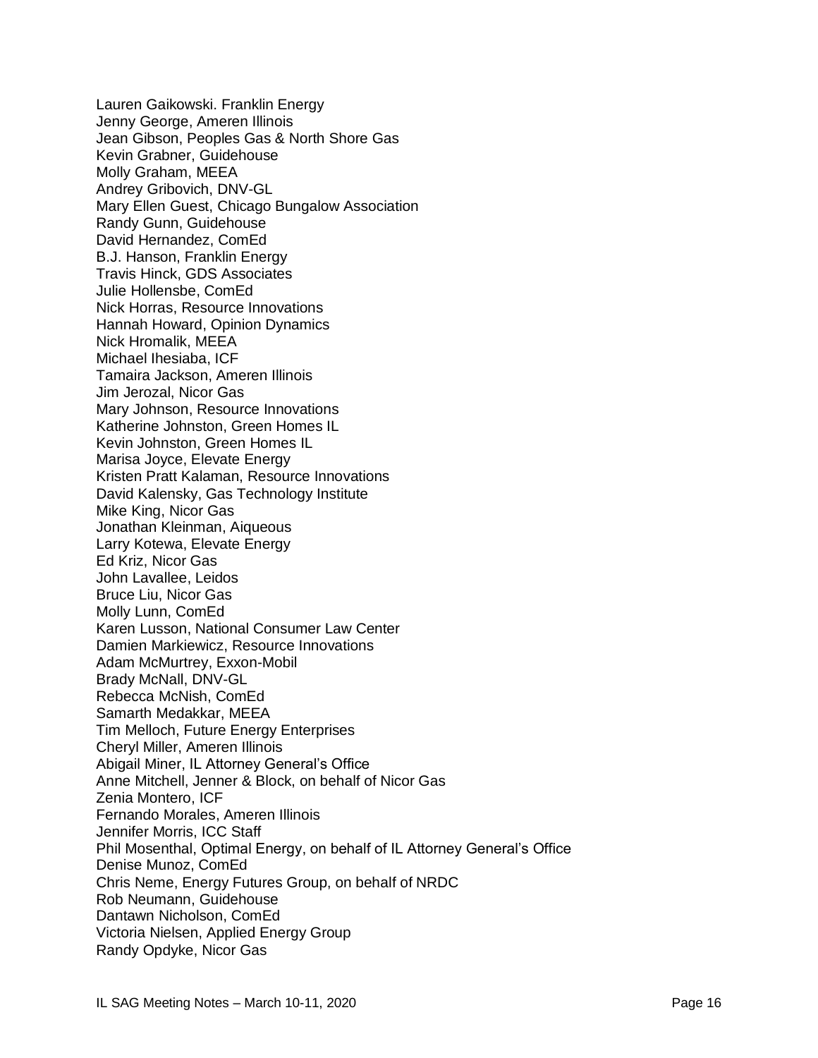Lauren Gaikowski. Franklin Energy
Jenny George, Ameren Illinois
Jean Gibson, Peoples Gas & North Shore Gas
Kevin Grabner, Guidehouse
Molly Graham, MEEA
Andrey Gribovich, DNV-GL
Mary Ellen Guest, Chicago Bungalow Association
Randy Gunn, Guidehouse
David Hernandez, ComEd
B.J. Hanson, Franklin Energy
Travis Hinck, GDS Associates
Julie Hollensbe, ComEd
Nick Horras, Resource Innovations
Hannah Howard, Opinion Dynamics
Nick Hromalik, MEEA
Michael Ihesiaba, ICF
Tamaira Jackson, Ameren Illinois
Jim Jerozal, Nicor Gas
Mary Johnson, Resource Innovations
Katherine Johnston, Green Homes IL
Kevin Johnston, Green Homes IL
Marisa Joyce, Elevate Energy
Kristen Pratt Kalaman, Resource Innovations
David Kalensky, Gas Technology Institute
Mike King, Nicor Gas
Jonathan Kleinman, Aiqueous
Larry Kotewa, Elevate Energy
Ed Kriz, Nicor Gas
John Lavallee, Leidos
Bruce Liu, Nicor Gas
Molly Lunn, ComEd
Karen Lusson, National Consumer Law Center
Damien Markiewicz, Resource Innovations
Adam McMurtrey, Exxon-Mobil
Brady McNall, DNV-GL
Rebecca McNish, ComEd
Samarth Medakkar, MEEA
Tim Melloch, Future Energy Enterprises
Cheryl Miller, Ameren Illinois
Abigail Miner, IL Attorney General's Office
Anne Mitchell, Jenner & Block, on behalf of Nicor Gas
Zenia Montero, ICF
Fernando Morales, Ameren Illinois
Jennifer Morris, ICC Staff
Phil Mosenthal, Optimal Energy, on behalf of IL Attorney General's Office
Denise Munoz, ComEd
Chris Neme, Energy Futures Group, on behalf of NRDC
Rob Neumann, Guidehouse
Dantawn Nicholson, ComEd
Victoria Nielsen, Applied Energy Group
Randy Opdyke, Nicor Gas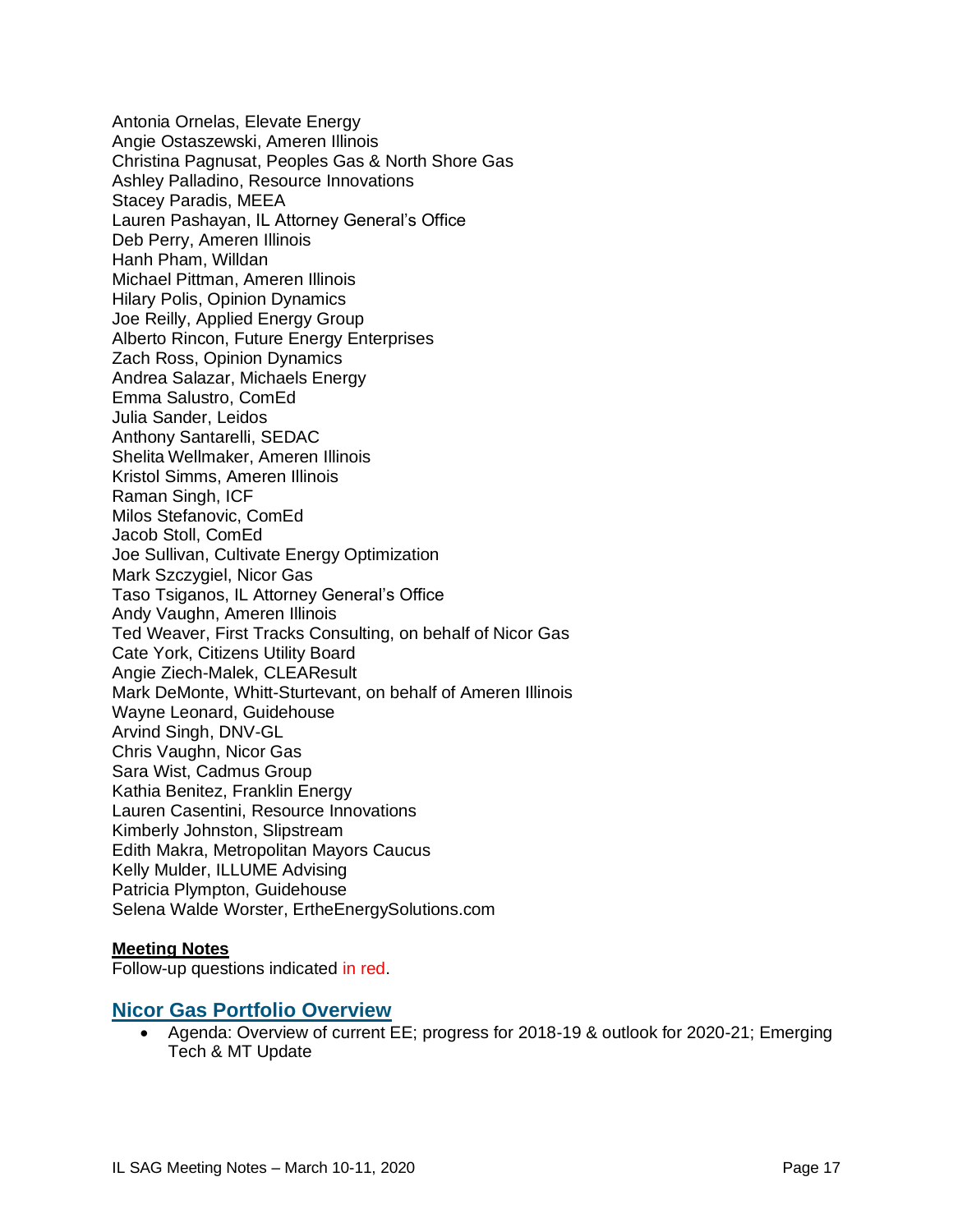Antonia Ornelas, Elevate Energy
Angie Ostaszewski, Ameren Illinois
Christina Pagnusat, Peoples Gas & North Shore Gas
Ashley Palladino, Resource Innovations
Stacey Paradis, MEEA
Lauren Pashayan, IL Attorney General's Office
Deb Perry, Ameren Illinois
Hanh Pham, Willdan
Michael Pittman, Ameren Illinois
Hilary Polis, Opinion Dynamics
Joe Reilly, Applied Energy Group
Alberto Rincon, Future Energy Enterprises
Zach Ross, Opinion Dynamics
Andrea Salazar, Michaels Energy
Emma Salustro, ComEd
Julia Sander, Leidos
Anthony Santarelli, SEDAC
Shelita Wellmaker, Ameren Illinois
Kristol Simms, Ameren Illinois
Raman Singh, ICF
Milos Stefanovic, ComEd
Jacob Stoll, ComEd
Joe Sullivan, Cultivate Energy Optimization
Mark Szczygiel, Nicor Gas
Taso Tsiganos, IL Attorney General's Office
Andy Vaughn, Ameren Illinois
Ted Weaver, First Tracks Consulting, on behalf of Nicor Gas
Cate York, Citizens Utility Board
Angie Ziech-Malek, CLEAResult
Mark DeMonte, Whitt-Sturtevant, on behalf of Ameren Illinois
Wayne Leonard, Guidehouse
Arvind Singh, DNV-GL
Chris Vaughn, Nicor Gas
Sara Wist, Cadmus Group
Kathia Benitez, Franklin Energy
Lauren Casentini, Resource Innovations
Kimberly Johnston, Slipstream
Edith Makra, Metropolitan Mayors Caucus
Kelly Mulder, ILLUME Advising
Patricia Plympton, Guidehouse
Selena Walde Worster, ErtheEnergySolutions.com

**Meeting Notes**

Follow-up questions indicated in red.

## Nicor Gas Portfolio Overview

- Agenda: Overview of current EE; progress for 2018-19 & outlook for 2020-21; Emerging Tech & MT Update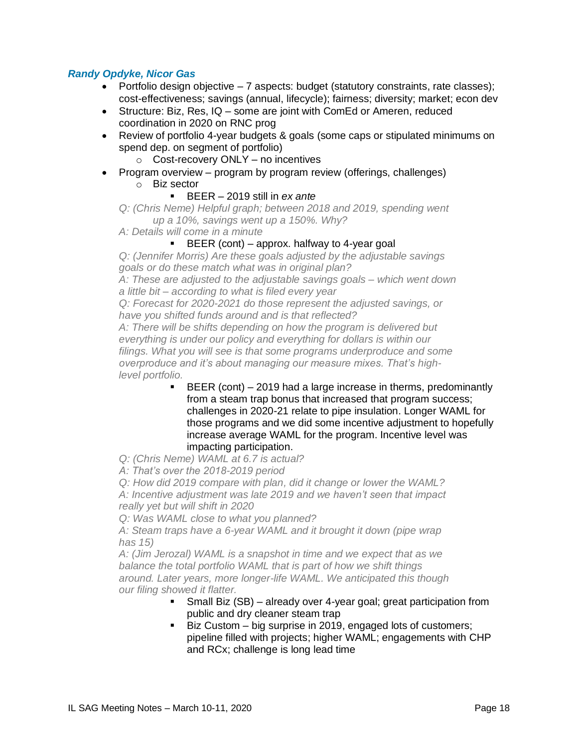***Randy Opdyke, Nicor Gas***

- Portfolio design objective – 7 aspects: budget (statutory constraints, rate classes); cost-effectiveness; savings (annual, lifecycle); fairness; diversity; market; econ dev
- Structure: Biz, Res, IQ – some are joint with ComEd or Ameren, reduced coordination in 2020 on RNC prog
- Review of portfolio 4-year budgets & goals (some caps or stipulated minimums on spend dep. on segment of portfolio)
  - Cost-recovery ONLY – no incentives
- Program overview – program by program review (offerings, challenges)
  - Biz sector
    - BEER – 2019 still in *ex ante*

*Q: (Chris Neme) Helpful graph; between 2018 and 2019, spending went up a 10%, savings went up a 150%. Why?*

*A: Details will come in a minute*

- BEER (cont) – approx. halfway to 4-year goal

*Q: (Jennifer Morris) Are these goals adjusted by the adjustable savings goals or do these match what was in original plan?*

*A: These are adjusted to the adjustable savings goals – which went down a little bit – according to what is filed every year*

*Q: Forecast for 2020-2021 do those represent the adjusted savings, or have you shifted funds around and is that reflected?*

*A: There will be shifts depending on how the program is delivered but everything is under our policy and everything for dollars is within our filings. What you will see is that some programs underproduce and some overproduce and it's about managing our measure mixes. That's high-level portfolio.*

- BEER (cont) – 2019 had a large increase in therms, predominantly from a steam trap bonus that increased that program success; challenges in 2020-21 relate to pipe insulation. Longer WAML for those programs and we did some incentive adjustment to hopefully increase average WAML for the program. Incentive level was impacting participation.

*Q: (Chris Neme) WAML at 6.7 is actual?*

*A: That's over the 2018-2019 period*

*Q: How did 2019 compare with plan, did it change or lower the WAML?*

*A: Incentive adjustment was late 2019 and we haven't seen that impact really yet but will shift in 2020*

*Q: Was WAML close to what you planned?*

*A: Steam traps have a 6-year WAML and it brought it down (pipe wrap has 15)*

*A: (Jim Jerozal) WAML is a snapshot in time and we expect that as we balance the total portfolio WAML that is part of how we shift things around. Later years, more longer-life WAML. We anticipated this though our filing showed it flatter.*

- Small Biz (SB) – already over 4-year goal; great participation from public and dry cleaner steam trap
- Biz Custom – big surprise in 2019, engaged lots of customers; pipeline filled with projects; higher WAML; engagements with CHP and RCx; challenge is long lead time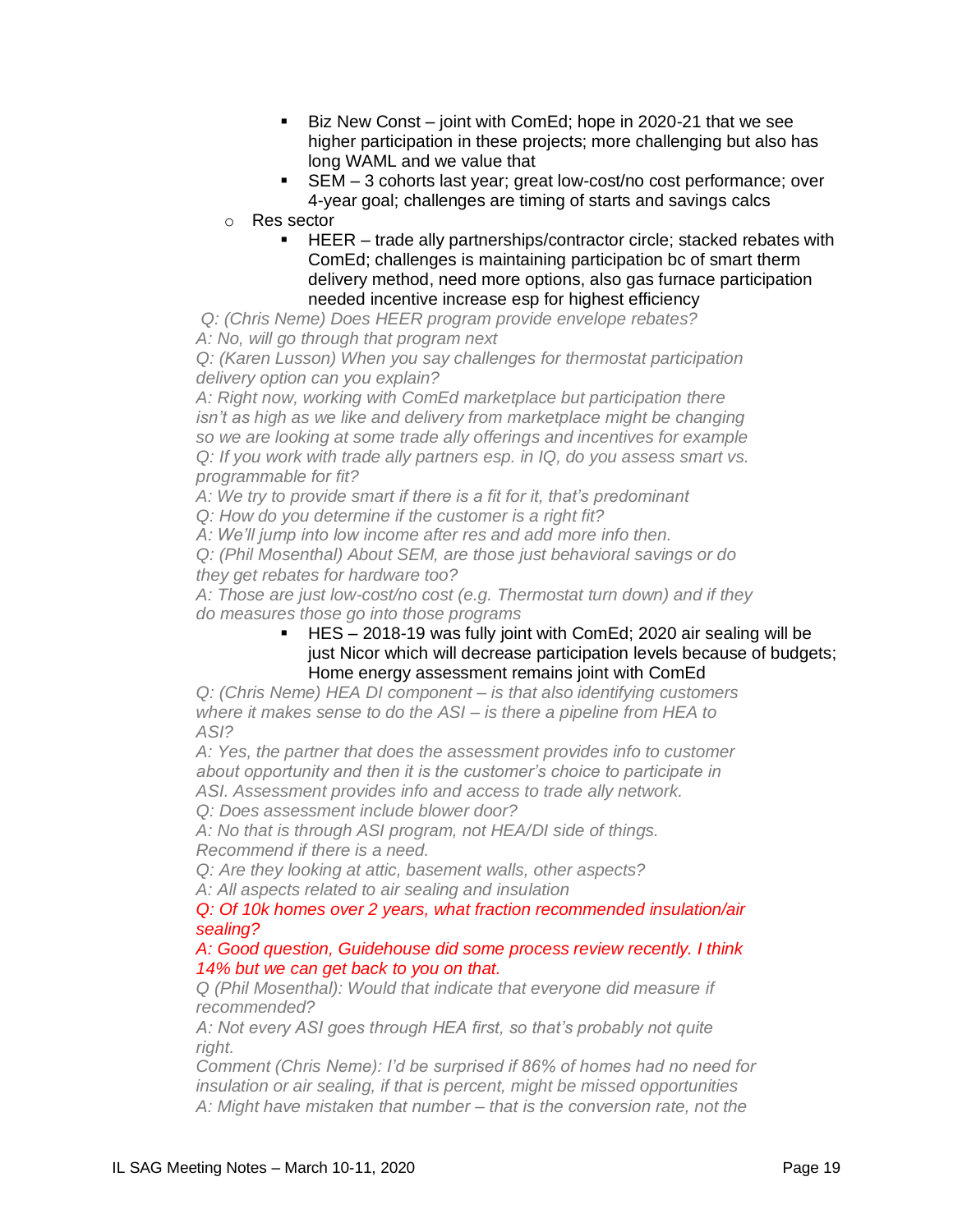- Biz New Const – joint with ComEd; hope in 2020-21 that we see higher participation in these projects; more challenging but also has long WAML and we value that
        - SEM – 3 cohorts last year; great low-cost/no cost performance; over 4-year goal; challenges are timing of starts and savings calcs
    - Res sector
        - HEER – trade ally partnerships/contractor circle; stacked rebates with ComEd; challenges is maintaining participation bc of smart therm delivery method, need more options, also gas furnace participation needed incentive increase esp for highest efficiency

*Q: (Chris Neme) Does HEER program provide envelope rebates?*
*A: No, will go through that program next*
*Q: (Karen Lusson) When you say challenges for thermostat participation delivery option can you explain?*
*A: Right now, working with ComEd marketplace but participation there isn't as high as we like and delivery from marketplace might be changing so we are looking at some trade ally offerings and incentives for example*
*Q: If you work with trade ally partners esp. in IQ, do you assess smart vs. programmable for fit?*
*A: We try to provide smart if there is a fit for it, that's predominant*
*Q: How do you determine if the customer is a right fit?*
*A: We'll jump into low income after res and add more info then.*
*Q: (Phil Mosenthal) About SEM, are those just behavioral savings or do they get rebates for hardware too?*
*A: Those are just low-cost/no cost (e.g. Thermostat turn down) and if they do measures those go into those programs*

        - HES – 2018-19 was fully joint with ComEd; 2020 air sealing will be just Nicor which will decrease participation levels because of budgets; Home energy assessment remains joint with ComEd

*Q: (Chris Neme) HEA DI component – is that also identifying customers where it makes sense to do the ASI – is there a pipeline from HEA to ASI?*
*A: Yes, the partner that does the assessment provides info to customer about opportunity and then it is the customer's choice to participate in ASI. Assessment provides info and access to trade ally network.*
*Q: Does assessment include blower door?*
*A: No that is through ASI program, not HEA/DI side of things. Recommend if there is a need.*
*Q: Are they looking at attic, basement walls, other aspects?*
*A: All aspects related to air sealing and insulation*
*Q: Of 10k homes over 2 years, what fraction recommended insulation/air sealing?*
*A: Good question, Guidehouse did some process review recently. I think 14% but we can get back to you on that.*
*Q (Phil Mosenthal): Would that indicate that everyone did measure if recommended?*
*A: Not every ASI goes through HEA first, so that's probably not quite right.*
*Comment (Chris Neme): I'd be surprised if 86% of homes had no need for insulation or air sealing, if that is percent, might be missed opportunities*
*A: Might have mistaken that number – that is the conversion rate, not the*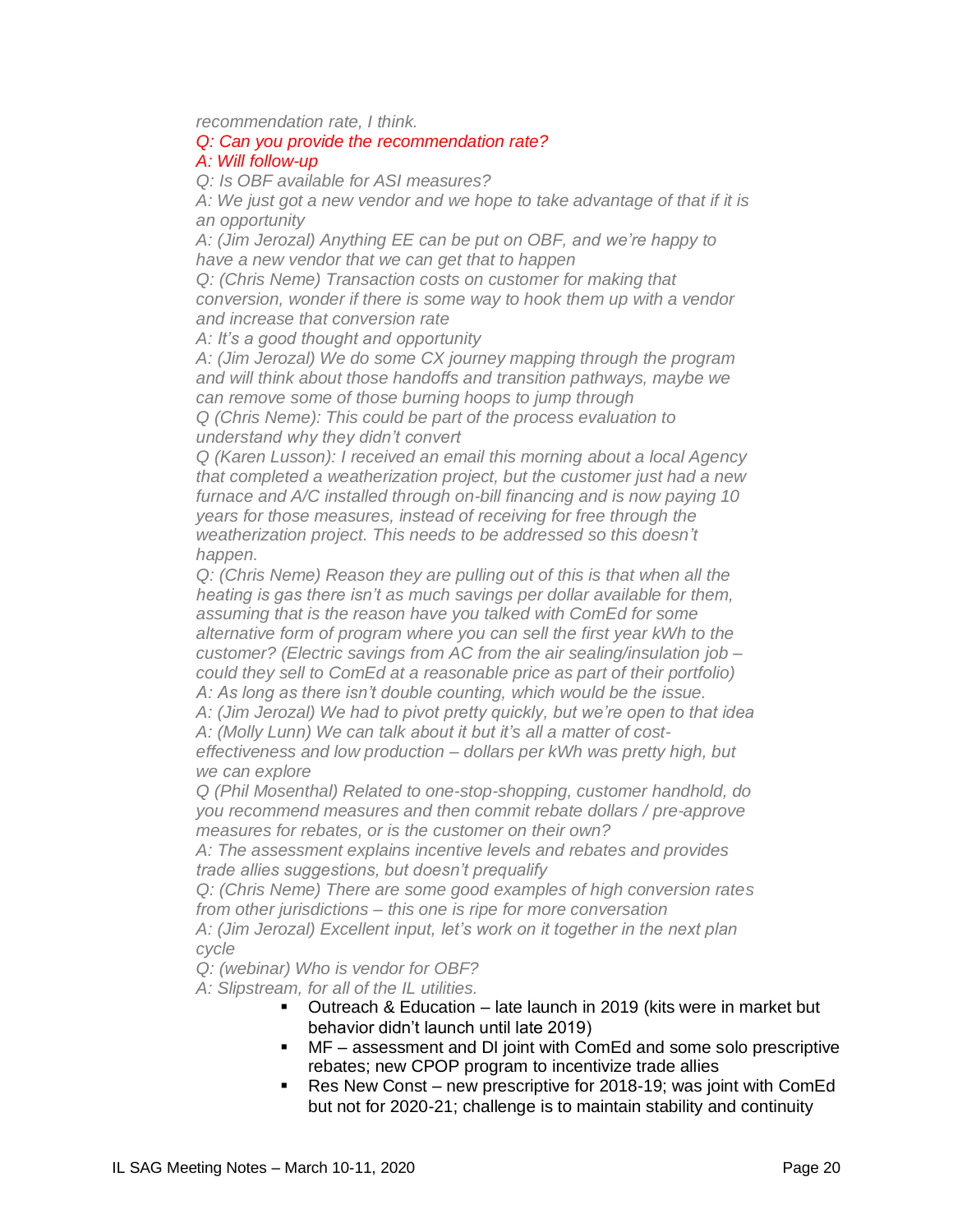*recommendation rate, I think.*

*Q: Can you provide the recommendation rate?*

*A: Will follow-up*

*Q: Is OBF available for ASI measures?*

*A: We just got a new vendor and we hope to take advantage of that if it is an opportunity*

*A: (Jim Jerozal) Anything EE can be put on OBF, and we're happy to have a new vendor that we can get that to happen*

*Q: (Chris Neme) Transaction costs on customer for making that conversion, wonder if there is some way to hook them up with a vendor and increase that conversion rate*

*A: It's a good thought and opportunity*

*A: (Jim Jerozal) We do some CX journey mapping through the program and will think about those handoffs and transition pathways, maybe we can remove some of those burning hoops to jump through*

*Q (Chris Neme): This could be part of the process evaluation to understand why they didn't convert*

*Q (Karen Lusson): I received an email this morning about a local Agency that completed a weatherization project, but the customer just had a new furnace and A/C installed through on-bill financing and is now paying 10 years for those measures, instead of receiving for free through the weatherization project. This needs to be addressed so this doesn't happen.*

*Q: (Chris Neme) Reason they are pulling out of this is that when all the heating is gas there isn't as much savings per dollar available for them, assuming that is the reason have you talked with ComEd for some alternative form of program where you can sell the first year kWh to the customer? (Electric savings from AC from the air sealing/insulation job – could they sell to ComEd at a reasonable price as part of their portfolio)*

*A: As long as there isn't double counting, which would be the issue.*

*A: (Jim Jerozal) We had to pivot pretty quickly, but we're open to that idea*

*A: (Molly Lunn) We can talk about it but it's all a matter of cost-effectiveness and low production – dollars per kWh was pretty high, but we can explore*

*Q (Phil Mosenthal) Related to one-stop-shopping, customer handhold, do you recommend measures and then commit rebate dollars / pre-approve measures for rebates, or is the customer on their own?*

*A: The assessment explains incentive levels and rebates and provides trade allies suggestions, but doesn't prequalify*

*Q: (Chris Neme) There are some good examples of high conversion rates from other jurisdictions – this one is ripe for more conversation*

*A: (Jim Jerozal) Excellent input, let's work on it together in the next plan cycle*

*Q: (webinar) Who is vendor for OBF?*

*A: Slipstream, for all of the IL utilities.*

- Outreach & Education – late launch in 2019 (kits were in market but behavior didn't launch until late 2019)
- MF – assessment and DI joint with ComEd and some solo prescriptive rebates; new CPOP program to incentivize trade allies
- Res New Const – new prescriptive for 2018-19; was joint with ComEd but not for 2020-21; challenge is to maintain stability and continuity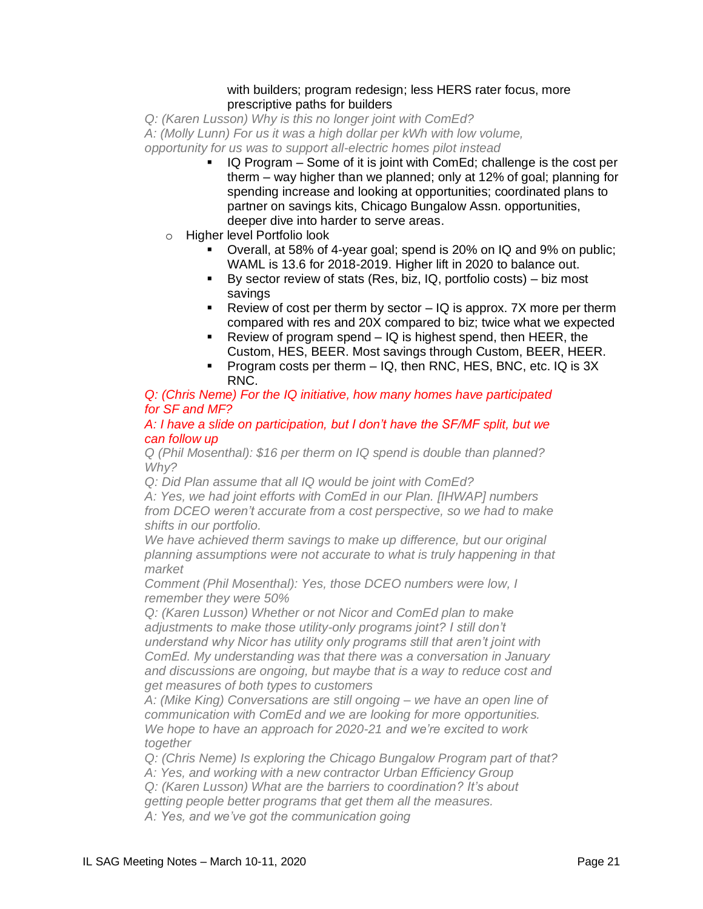with builders; program redesign; less HERS rater focus, more prescriptive paths for builders

*Q: (Karen Lusson) Why is this no longer joint with ComEd?*
*A: (Molly Lunn) For us it was a high dollar per kWh with low volume, opportunity for us was to support all-electric homes pilot instead*

- IQ Program – Some of it is joint with ComEd; challenge is the cost per therm – way higher than we planned; only at 12% of goal; planning for spending increase and looking at opportunities; coordinated plans to partner on savings kits, Chicago Bungalow Assn. opportunities, deeper dive into harder to serve areas.

- Higher level Portfolio look
  - Overall, at 58% of 4-year goal; spend is 20% on IQ and 9% on public; WAML is 13.6 for 2018-2019. Higher lift in 2020 to balance out.
  - By sector review of stats (Res, biz, IQ, portfolio costs) – biz most savings
  - Review of cost per therm by sector – IQ is approx. 7X more per therm compared with res and 20X compared to biz; twice what we expected
  - Review of program spend – IQ is highest spend, then HEER, the Custom, HES, BEER. Most savings through Custom, BEER, HEER.
  - Program costs per therm – IQ, then RNC, HES, BNC, etc. IQ is 3X RNC.

*Q: (Chris Neme) For the IQ initiative, how many homes have participated for SF and MF?*
*A: I have a slide on participation, but I don't have the SF/MF split, but we can follow up*
*Q (Phil Mosenthal): $16 per therm on IQ spend is double than planned? Why?*
*Q: Did Plan assume that all IQ would be joint with ComEd?*
*A: Yes, we had joint efforts with ComEd in our Plan. [IHWAP] numbers from DCEO weren't accurate from a cost perspective, so we had to make shifts in our portfolio.*
*We have achieved therm savings to make up difference, but our original planning assumptions were not accurate to what is truly happening in that market*
*Comment (Phil Mosenthal): Yes, those DCEO numbers were low, I remember they were 50%*
*Q: (Karen Lusson) Whether or not Nicor and ComEd plan to make adjustments to make those utility-only programs joint? I still don't understand why Nicor has utility only programs still that aren't joint with ComEd. My understanding was that there was a conversation in January and discussions are ongoing, but maybe that is a way to reduce cost and get measures of both types to customers*
*A: (Mike King) Conversations are still ongoing – we have an open line of communication with ComEd and we are looking for more opportunities. We hope to have an approach for 2020-21 and we're excited to work together*
*Q: (Chris Neme) Is exploring the Chicago Bungalow Program part of that?*
*A: Yes, and working with a new contractor Urban Efficiency Group*
*Q: (Karen Lusson) What are the barriers to coordination? It's about getting people better programs that get them all the measures.*
*A: Yes, and we've got the communication going*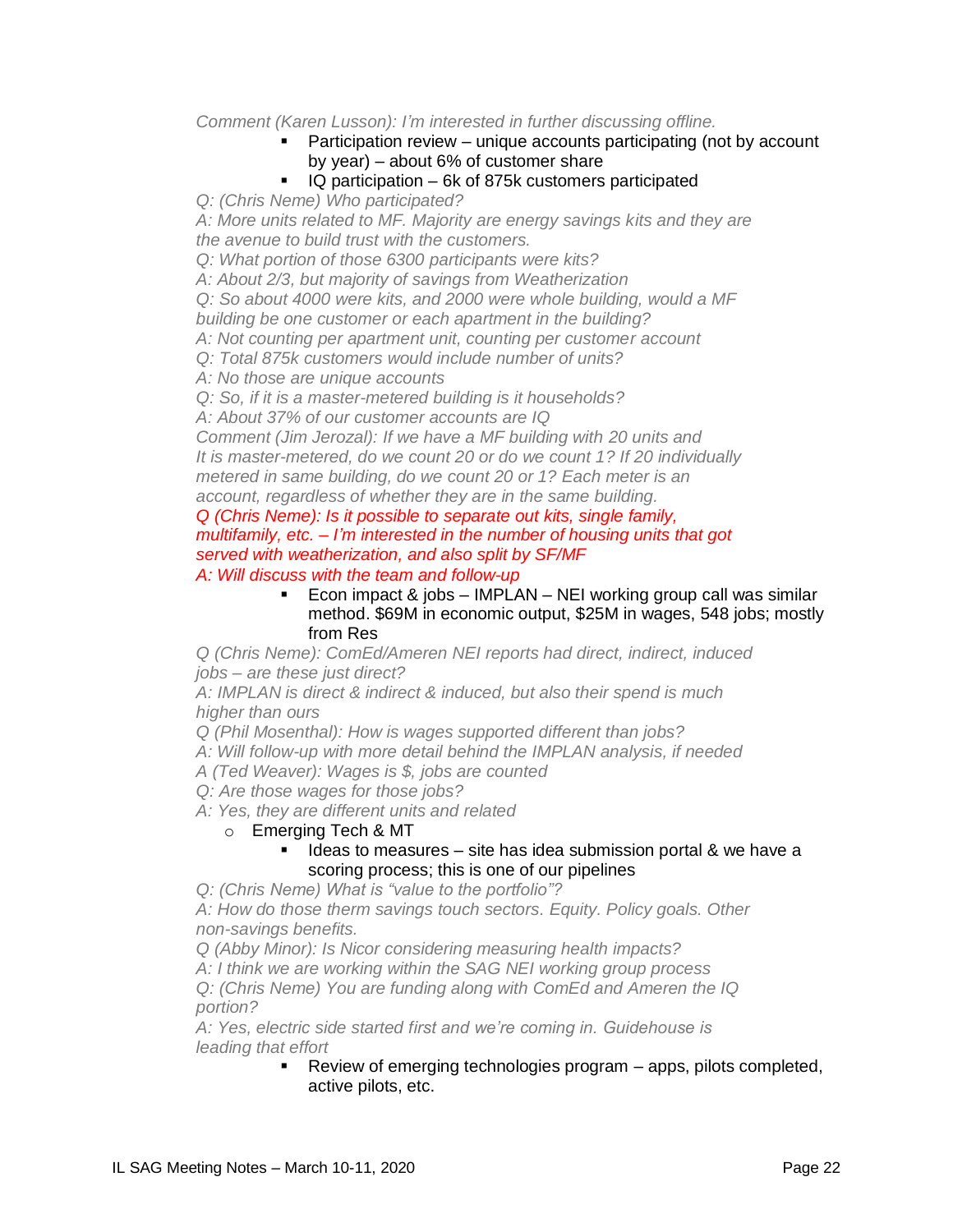*Comment (Karen Lusson): I'm interested in further discussing offline.*

- Participation review – unique accounts participating (not by account by year) – about 6% of customer share
- IQ participation – 6k of 875k customers participated

*Q: (Chris Neme) Who participated?*

*A: More units related to MF. Majority are energy savings kits and they are the avenue to build trust with the customers.*

*Q: What portion of those 6300 participants were kits?*

*A: About 2/3, but majority of savings from Weatherization*

*Q: So about 4000 were kits, and 2000 were whole building, would a MF building be one customer or each apartment in the building?*

*A: Not counting per apartment unit, counting per customer account*

*Q: Total 875k customers would include number of units?*

*A: No those are unique accounts*

*Q: So, if it is a master-metered building is it households?*

*A: About 37% of our customer accounts are IQ*

*Comment (Jim Jerozal): If we have a MF building with 20 units and It is master-metered, do we count 20 or do we count 1? If 20 individually metered in same building, do we count 20 or 1? Each meter is an account, regardless of whether they are in the same building.*

*Q (Chris Neme): Is it possible to separate out kits, single family, multifamily, etc. – I'm interested in the number of housing units that got served with weatherization, and also split by SF/MF*

*A: Will discuss with the team and follow-up*

- Econ impact & jobs – IMPLAN – NEI working group call was similar method. \$69M in economic output, \$25M in wages, 548 jobs; mostly from Res

*Q (Chris Neme): ComEd/Ameren NEI reports had direct, indirect, induced jobs – are these just direct?*

*A: IMPLAN is direct & indirect & induced, but also their spend is much higher than ours*

*Q (Phil Mosenthal): How is wages supported different than jobs?*

*A: Will follow-up with more detail behind the IMPLAN analysis, if needed*

*A (Ted Weaver): Wages is \$, jobs are counted*

*Q: Are those wages for those jobs?*

*A: Yes, they are different units and related*

- Emerging Tech & MT
  - Ideas to measures – site has idea submission portal & we have a scoring process; this is one of our pipelines

*Q: (Chris Neme) What is "value to the portfolio"?*

*A: How do those therm savings touch sectors. Equity. Policy goals. Other non-savings benefits.*

*Q (Abby Minor): Is Nicor considering measuring health impacts?*

*A: I think we are working within the SAG NEI working group process*

*Q: (Chris Neme) You are funding along with ComEd and Ameren the IQ portion?*

*A: Yes, electric side started first and we're coming in. Guidehouse is leading that effort*

- Review of emerging technologies program – apps, pilots completed, active pilots, etc.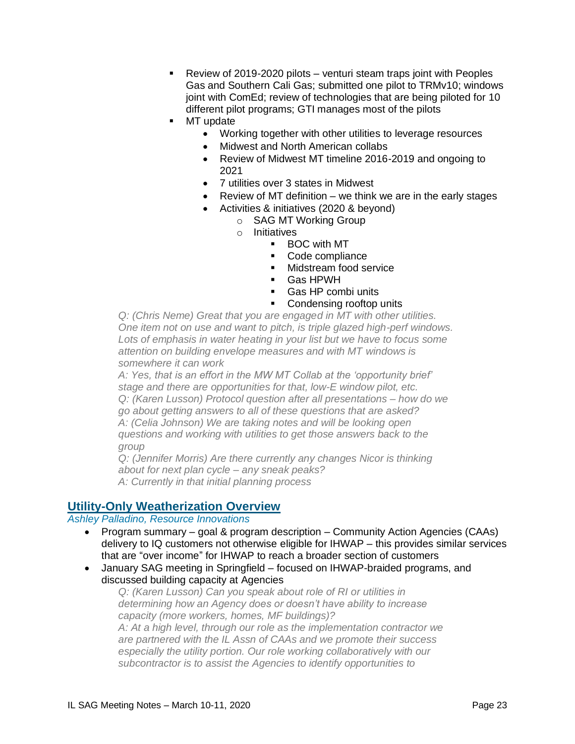- Review of 2019-2020 pilots – venturi steam traps joint with Peoples Gas and Southern Cali Gas; submitted one pilot to TRMv10; windows joint with ComEd; review of technologies that are being piloted for 10 different pilot programs; GTI manages most of the pilots
- MT update
  - Working together with other utilities to leverage resources
  - Midwest and North American collabs
  - Review of Midwest MT timeline 2016-2019 and ongoing to 2021
  - 7 utilities over 3 states in Midwest
  - Review of MT definition – we think we are in the early stages
  - Activities & initiatives (2020 & beyond)
    - SAG MT Working Group
    - Initiatives
      - BOC with MT
      - Code compliance
      - Midstream food service
      - Gas HPWH
      - Gas HP combi units
      - Condensing rooftop units

*Q: (Chris Neme) Great that you are engaged in MT with other utilities. One item not on use and want to pitch, is triple glazed high-perf windows. Lots of emphasis in water heating in your list but we have to focus some attention on building envelope measures and with MT windows is somewhere it can work*

*A: Yes, that is an effort in the MW MT Collab at the 'opportunity brief' stage and there are opportunities for that, low-E window pilot, etc.*

*Q: (Karen Lusson) Protocol question after all presentations – how do we go about getting answers to all of these questions that are asked?*

*A: (Celia Johnson) We are taking notes and will be looking open questions and working with utilities to get those answers back to the group*

*Q: (Jennifer Morris) Are there currently any changes Nicor is thinking about for next plan cycle – any sneak peaks?*

*A: Currently in that initial planning process*

## Utility-Only Weatherization Overview

*Ashley Palladino, Resource Innovations*

- Program summary – goal & program description – Community Action Agencies (CAAs) delivery to IQ customers not otherwise eligible for IHWAP – this provides similar services that are "over income" for IHWAP to reach a broader section of customers
- January SAG meeting in Springfield – focused on IHWAP-braided programs, and discussed building capacity at Agencies

*Q: (Karen Lusson) Can you speak about role of RI or utilities in determining how an Agency does or doesn't have ability to increase capacity (more workers, homes, MF buildings)?*

*A: At a high level, through our role as the implementation contractor we are partnered with the IL Assn of CAAs and we promote their success especially the utility portion. Our role working collaboratively with our subcontractor is to assist the Agencies to identify opportunities to*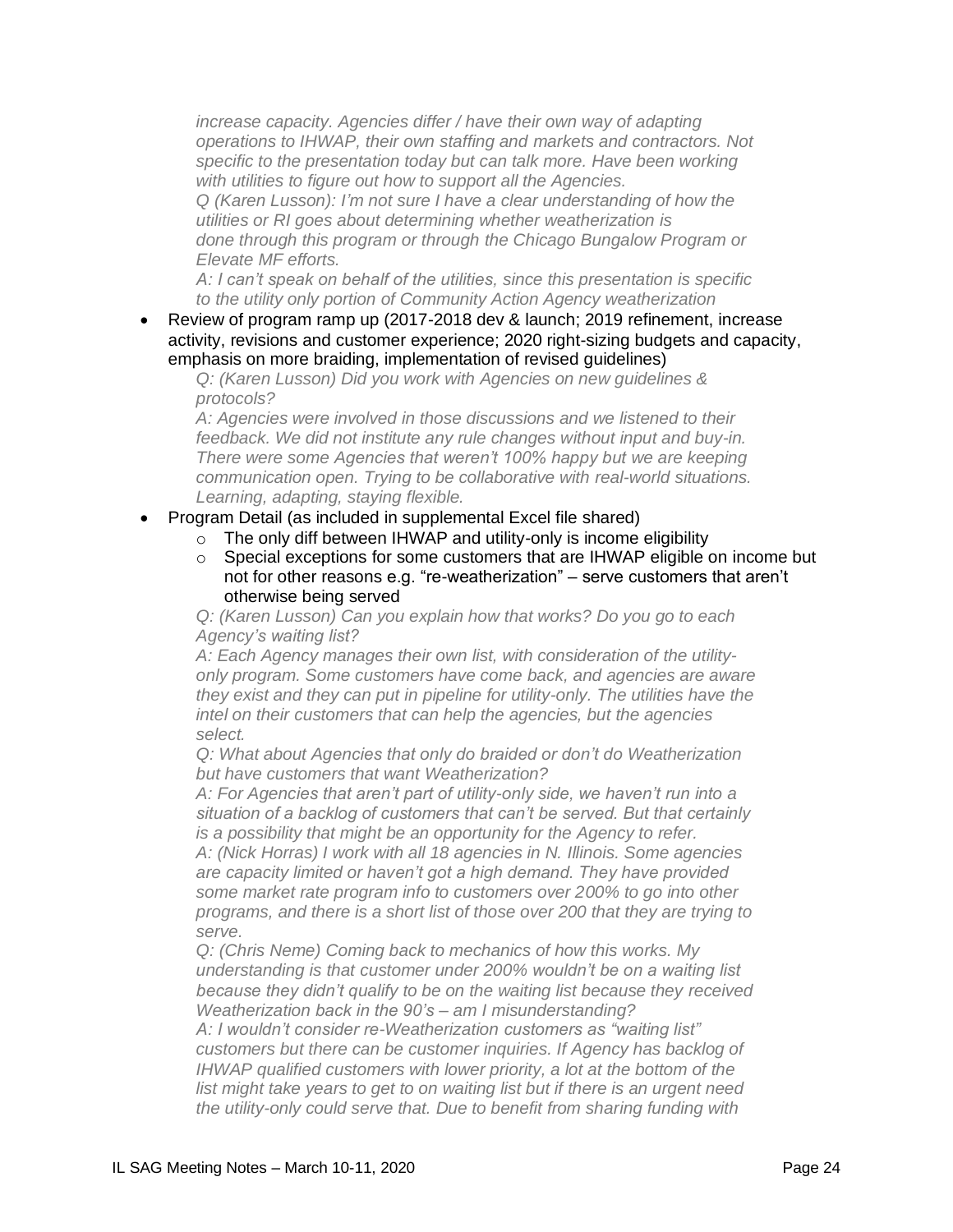*increase capacity. Agencies differ / have their own way of adapting operations to IHWAP, their own staffing and markets and contractors. Not specific to the presentation today but can talk more. Have been working with utilities to figure out how to support all the Agencies.*

*Q (Karen Lusson): I'm not sure I have a clear understanding of how the utilities or RI goes about determining whether weatherization is done through this program or through the Chicago Bungalow Program or Elevate MF efforts.*

*A: I can't speak on behalf of the utilities, since this presentation is specific to the utility only portion of Community Action Agency weatherization*

- Review of program ramp up (2017-2018 dev & launch; 2019 refinement, increase activity, revisions and customer experience; 2020 right-sizing budgets and capacity, emphasis on more braiding, implementation of revised guidelines)

  *Q: (Karen Lusson) Did you work with Agencies on new guidelines & protocols?*

  *A: Agencies were involved in those discussions and we listened to their feedback. We did not institute any rule changes without input and buy-in. There were some Agencies that weren't 100% happy but we are keeping communication open. Trying to be collaborative with real-world situations. Learning, adapting, staying flexible.*

- Program Detail (as included in supplemental Excel file shared)
  - The only diff between IHWAP and utility-only is income eligibility
  - Special exceptions for some customers that are IHWAP eligible on income but not for other reasons e.g. "re-weatherization" – serve customers that aren't otherwise being served

  *Q: (Karen Lusson) Can you explain how that works? Do you go to each Agency's waiting list?*

  *A: Each Agency manages their own list, with consideration of the utility-only program. Some customers have come back, and agencies are aware they exist and they can put in pipeline for utility-only. The utilities have the intel on their customers that can help the agencies, but the agencies select.*

  *Q: What about Agencies that only do braided or don't do Weatherization but have customers that want Weatherization?*

  *A: For Agencies that aren't part of utility-only side, we haven't run into a situation of a backlog of customers that can't be served. But that certainly is a possibility that might be an opportunity for the Agency to refer.*

  *A: (Nick Horras) I work with all 18 agencies in N. Illinois. Some agencies are capacity limited or haven't got a high demand. They have provided some market rate program info to customers over 200% to go into other programs, and there is a short list of those over 200 that they are trying to serve.*

  *Q: (Chris Neme) Coming back to mechanics of how this works. My understanding is that customer under 200% wouldn't be on a waiting list because they didn't qualify to be on the waiting list because they received Weatherization back in the 90's – am I misunderstanding?*

  *A: I wouldn't consider re-Weatherization customers as "waiting list" customers but there can be customer inquiries. If Agency has backlog of IHWAP qualified customers with lower priority, a lot at the bottom of the list might take years to get to on waiting list but if there is an urgent need the utility-only could serve that. Due to benefit from sharing funding with*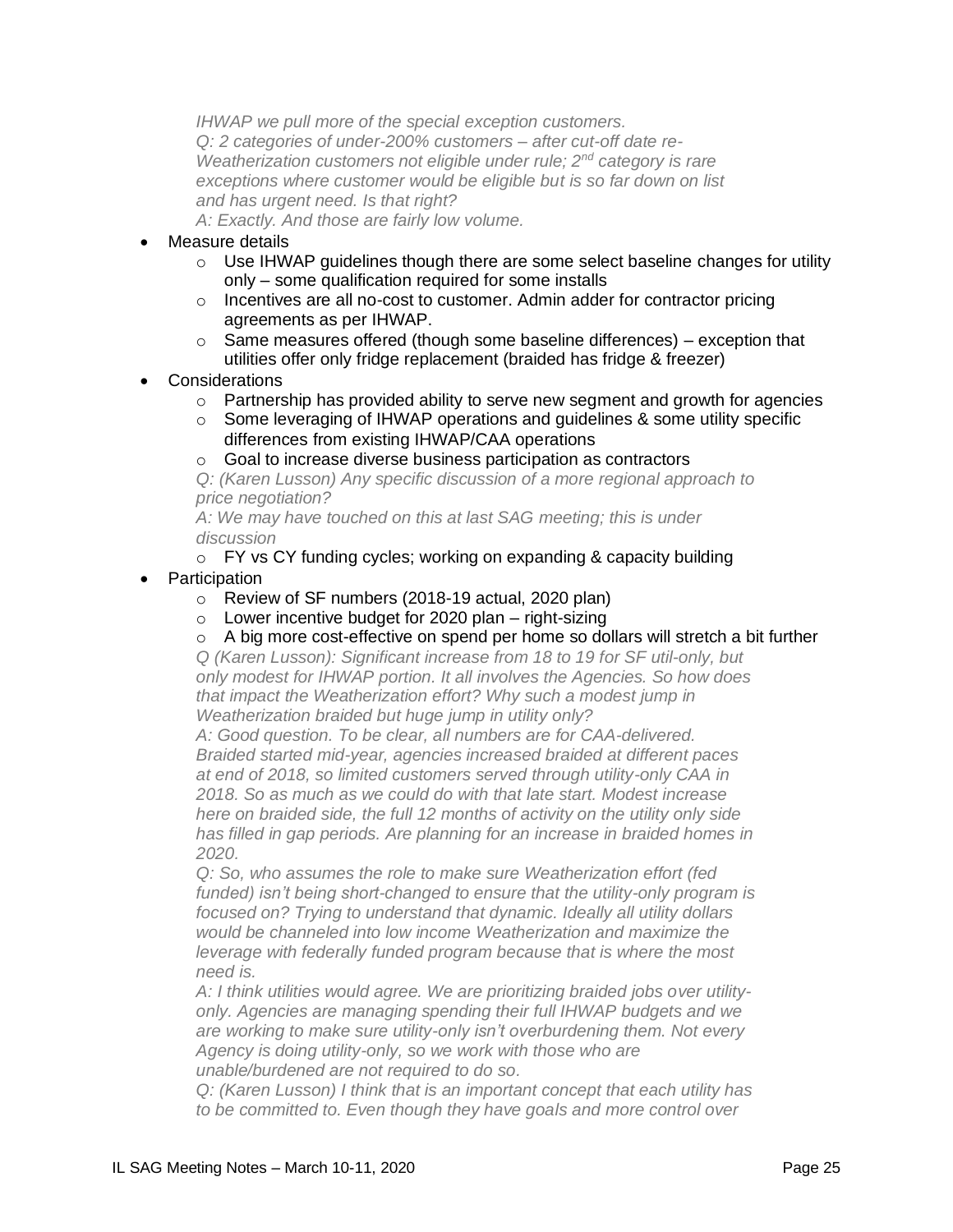*IHWAP we pull more of the special exception customers.*
*Q: 2 categories of under-200% customers – after cut-off date re-Weatherization customers not eligible under rule; 2nd category is rare exceptions where customer would be eligible but is so far down on list and has urgent need. Is that right?*
*A: Exactly. And those are fairly low volume.*

- Measure details
  - Use IHWAP guidelines though there are some select baseline changes for utility only – some qualification required for some installs
  - Incentives are all no-cost to customer. Admin adder for contractor pricing agreements as per IHWAP.
  - Same measures offered (though some baseline differences) – exception that utilities offer only fridge replacement (braided has fridge & freezer)
- Considerations
  - Partnership has provided ability to serve new segment and growth for agencies
  - Some leveraging of IHWAP operations and guidelines & some utility specific differences from existing IHWAP/CAA operations
  - Goal to increase diverse business participation as contractors

  *Q: (Karen Lusson) Any specific discussion of a more regional approach to price negotiation?*
  *A: We may have touched on this at last SAG meeting; this is under discussion*

  - FY vs CY funding cycles; working on expanding & capacity building
- Participation
  - Review of SF numbers (2018-19 actual, 2020 plan)
  - Lower incentive budget for 2020 plan – right-sizing
  - A big more cost-effective on spend per home so dollars will stretch a bit further

  *Q (Karen Lusson): Significant increase from 18 to 19 for SF util-only, but only modest for IHWAP portion. It all involves the Agencies. So how does that impact the Weatherization effort? Why such a modest jump in Weatherization braided but huge jump in utility only?*
  *A: Good question. To be clear, all numbers are for CAA-delivered. Braided started mid-year, agencies increased braided at different paces at end of 2018, so limited customers served through utility-only CAA in 2018. So as much as we could do with that late start. Modest increase here on braided side, the full 12 months of activity on the utility only side has filled in gap periods. Are planning for an increase in braided homes in 2020.*
  *Q: So, who assumes the role to make sure Weatherization effort (fed funded) isn't being short-changed to ensure that the utility-only program is focused on? Trying to understand that dynamic. Ideally all utility dollars would be channeled into low income Weatherization and maximize the leverage with federally funded program because that is where the most need is.*
  *A: I think utilities would agree. We are prioritizing braided jobs over utility-only. Agencies are managing spending their full IHWAP budgets and we are working to make sure utility-only isn't overburdening them. Not every Agency is doing utility-only, so we work with those who are unable/burdened are not required to do so.*
  *Q: (Karen Lusson) I think that is an important concept that each utility has to be committed to. Even though they have goals and more control over*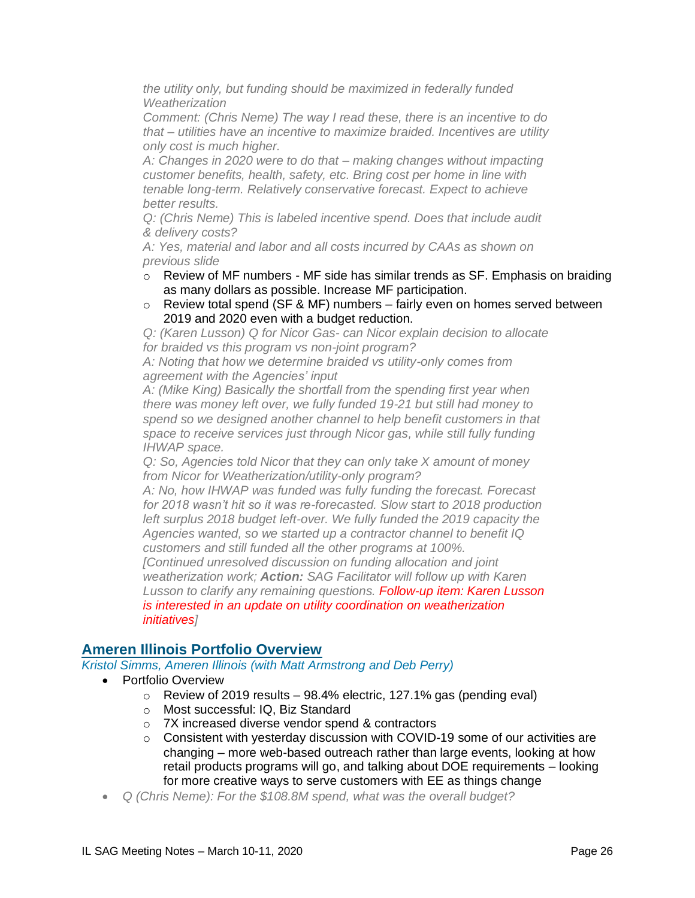*the utility only, but funding should be maximized in federally funded Weatherization*

*Comment: (Chris Neme) The way I read these, there is an incentive to do that – utilities have an incentive to maximize braided. Incentives are utility only cost is much higher.*

*A: Changes in 2020 were to do that – making changes without impacting customer benefits, health, safety, etc. Bring cost per home in line with tenable long-term. Relatively conservative forecast. Expect to achieve better results.*

*Q: (Chris Neme) This is labeled incentive spend. Does that include audit & delivery costs?*

*A: Yes, material and labor and all costs incurred by CAAs as shown on previous slide*

- Review of MF numbers - MF side has similar trends as SF. Emphasis on braiding as many dollars as possible. Increase MF participation.
- Review total spend (SF & MF) numbers – fairly even on homes served between 2019 and 2020 even with a budget reduction.

*Q: (Karen Lusson) Q for Nicor Gas- can Nicor explain decision to allocate for braided vs this program vs non-joint program?*

*A: Noting that how we determine braided vs utility-only comes from agreement with the Agencies' input*

*A: (Mike King) Basically the shortfall from the spending first year when there was money left over, we fully funded 19-21 but still had money to spend so we designed another channel to help benefit customers in that space to receive services just through Nicor gas, while still fully funding IHWAP space.*

*Q: So, Agencies told Nicor that they can only take X amount of money from Nicor for Weatherization/utility-only program?*

*A: No, how IHWAP was funded was fully funding the forecast. Forecast for 2018 wasn't hit so it was re-forecasted. Slow start to 2018 production left surplus 2018 budget left-over. We fully funded the 2019 capacity the Agencies wanted, so we started up a contractor channel to benefit IQ customers and still funded all the other programs at 100%.*

*[Continued unresolved discussion on funding allocation and joint weatherization work;* ***Action:*** *SAG Facilitator will follow up with Karen Lusson to clarify any remaining questions. Follow-up item: Karen Lusson is interested in an update on utility coordination on weatherization initiatives]*

## Ameren Illinois Portfolio Overview

*Kristol Simms, Ameren Illinois (with Matt Armstrong and Deb Perry)*

- Portfolio Overview
  - Review of 2019 results – 98.4% electric, 127.1% gas (pending eval)
  - Most successful: IQ, Biz Standard
  - 7X increased diverse vendor spend & contractors
  - Consistent with yesterday discussion with COVID-19 some of our activities are changing – more web-based outreach rather than large events, looking at how retail products programs will go, and talking about DOE requirements – looking for more creative ways to serve customers with EE as things change
- *Q (Chris Neme): For the $108.8M spend, what was the overall budget?*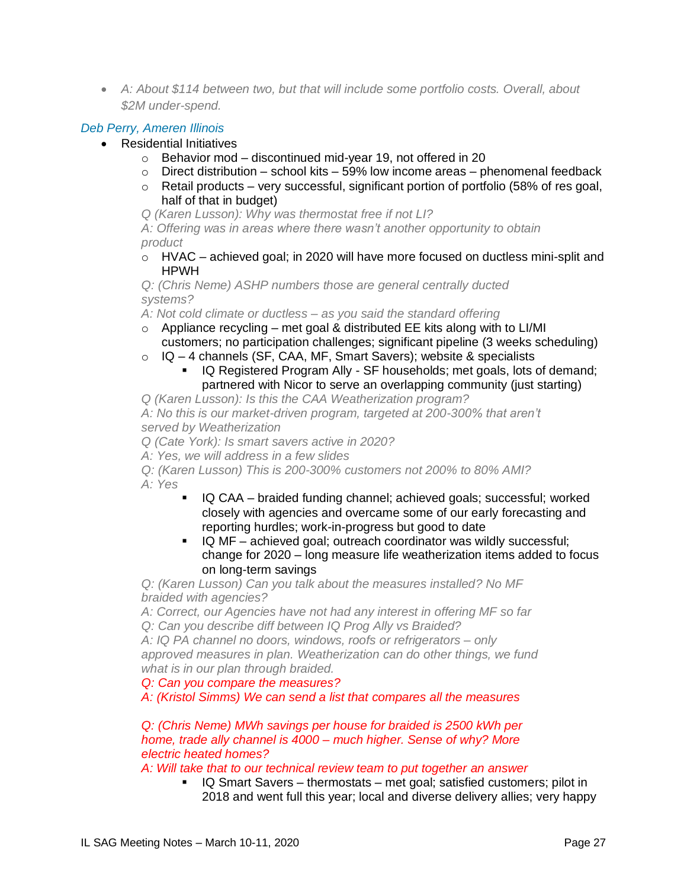- *A: About $114 between two, but that will include some portfolio costs. Overall, about $2M under-spend.*

*Deb Perry, Ameren Illinois*

- Residential Initiatives
  - Behavior mod – discontinued mid-year 19, not offered in 20
  - Direct distribution – school kits – 59% low income areas – phenomenal feedback
  - Retail products – very successful, significant portion of portfolio (58% of res goal, half of that in budget)

    *Q (Karen Lusson): Why was thermostat free if not LI?*
    *A: Offering was in areas where there wasn't another opportunity to obtain product*
  - HVAC – achieved goal; in 2020 will have more focused on ductless mini-split and HPWH

    *Q: (Chris Neme) ASHP numbers those are general centrally ducted systems?*
    *A: Not cold climate or ductless – as you said the standard offering*
  - Appliance recycling – met goal & distributed EE kits along with to LI/MI customers; no participation challenges; significant pipeline (3 weeks scheduling)
  - IQ – 4 channels (SF, CAA, MF, Smart Savers); website & specialists
    - IQ Registered Program Ally - SF households; met goals, lots of demand; partnered with Nicor to serve an overlapping community (just starting)

    *Q (Karen Lusson): Is this the CAA Weatherization program?*
    *A: No this is our market-driven program, targeted at 200-300% that aren't served by Weatherization*
    *Q (Cate York): Is smart savers active in 2020?*
    *A: Yes, we will address in a few slides*
    *Q: (Karen Lusson) This is 200-300% customers not 200% to 80% AMI?*
    *A: Yes*
    - IQ CAA – braided funding channel; achieved goals; successful; worked closely with agencies and overcame some of our early forecasting and reporting hurdles; work-in-progress but good to date
    - IQ MF – achieved goal; outreach coordinator was wildly successful; change for 2020 – long measure life weatherization items added to focus on long-term savings

    *Q: (Karen Lusson) Can you talk about the measures installed? No MF braided with agencies?*
    *A: Correct, our Agencies have not had any interest in offering MF so far*
    *Q: Can you describe diff between IQ Prog Ally vs Braided?*
    *A: IQ PA channel no doors, windows, roofs or refrigerators – only approved measures in plan. Weatherization can do other things, we fund what is in our plan through braided.*
    *Q: Can you compare the measures?*
    *A: (Kristol Simms) We can send a list that compares all the measures*

    *Q: (Chris Neme) MWh savings per house for braided is 2500 kWh per home, trade ally channel is 4000 – much higher. Sense of why? More electric heated homes?*
    *A: Will take that to our technical review team to put together an answer*
    - IQ Smart Savers – thermostats – met goal; satisfied customers; pilot in 2018 and went full this year; local and diverse delivery allies; very happy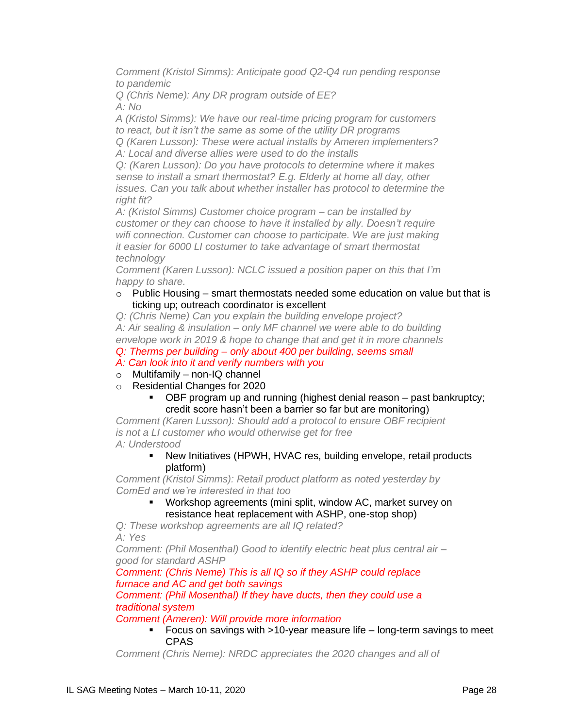*Comment (Kristol Simms): Anticipate good Q2-Q4 run pending response to pandemic*

*Q (Chris Neme): Any DR program outside of EE?*

*A: No*

*A (Kristol Simms): We have our real-time pricing program for customers to react, but it isn't the same as some of the utility DR programs*

*Q (Karen Lusson): These were actual installs by Ameren implementers?*

*A: Local and diverse allies were used to do the installs*

*Q: (Karen Lusson): Do you have protocols to determine where it makes sense to install a smart thermostat? E.g. Elderly at home all day, other issues. Can you talk about whether installer has protocol to determine the right fit?*

*A: (Kristol Simms) Customer choice program – can be installed by customer or they can choose to have it installed by ally. Doesn't require wifi connection. Customer can choose to participate. We are just making it easier for 6000 LI costumer to take advantage of smart thermostat technology*

*Comment (Karen Lusson): NCLC issued a position paper on this that I'm happy to share.*

- Public Housing – smart thermostats needed some education on value but that is ticking up; outreach coordinator is excellent

*Q: (Chris Neme) Can you explain the building envelope project?*

*A: Air sealing & insulation – only MF channel we were able to do building envelope work in 2019 & hope to change that and get it in more channels*

*Q: Therms per building – only about 400 per building, seems small*

*A: Can look into it and verify numbers with you*

- Multifamily – non-IQ channel
- Residential Changes for 2020
  - OBF program up and running (highest denial reason – past bankruptcy; credit score hasn't been a barrier so far but are monitoring)

*Comment (Karen Lusson): Should add a protocol to ensure OBF recipient is not a LI customer who would otherwise get for free*

*A: Understood*

  - New Initiatives (HPWH, HVAC res, building envelope, retail products platform)

*Comment (Kristol Simms): Retail product platform as noted yesterday by ComEd and we're interested in that too*

  - Workshop agreements (mini split, window AC, market survey on resistance heat replacement with ASHP, one-stop shop)

*Q: These workshop agreements are all IQ related?*

*A: Yes*

*Comment: (Phil Mosenthal) Good to identify electric heat plus central air – good for standard ASHP*

*Comment: (Chris Neme) This is all IQ so if they ASHP could replace furnace and AC and get both savings*

*Comment: (Phil Mosenthal) If they have ducts, then they could use a traditional system*

*Comment (Ameren): Will provide more information*

  - Focus on savings with >10-year measure life – long-term savings to meet CPAS

*Comment (Chris Neme): NRDC appreciates the 2020 changes and all of*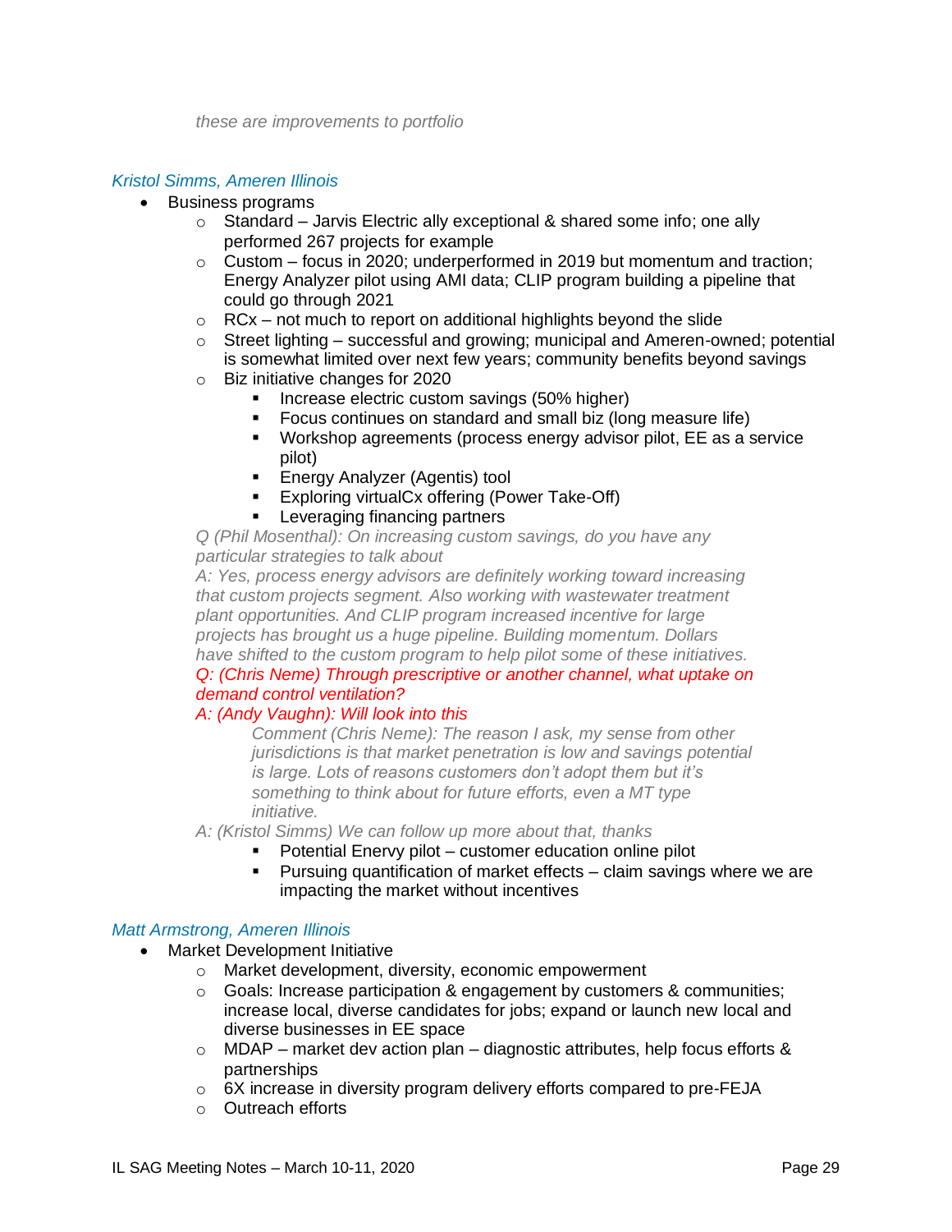*these are improvements to portfolio*

*Kristol Simms, Ameren Illinois*

- Business programs
  - Standard – Jarvis Electric ally exceptional & shared some info; one ally performed 267 projects for example
  - Custom – focus in 2020; underperformed in 2019 but momentum and traction; Energy Analyzer pilot using AMI data; CLIP program building a pipeline that could go through 2021
  - RCx – not much to report on additional highlights beyond the slide
  - Street lighting – successful and growing; municipal and Ameren-owned; potential is somewhat limited over next few years; community benefits beyond savings
  - Biz initiative changes for 2020
    - Increase electric custom savings (50% higher)
    - Focus continues on standard and small biz (long measure life)
    - Workshop agreements (process energy advisor pilot, EE as a service pilot)
    - Energy Analyzer (Agentis) tool
    - Exploring virtualCx offering (Power Take-Off)
    - Leveraging financing partners

  *Q (Phil Mosenthal): On increasing custom savings, do you have any particular strategies to talk about*

  *A: Yes, process energy advisors are definitely working toward increasing that custom projects segment. Also working with wastewater treatment plant opportunities. And CLIP program increased incentive for large projects has brought us a huge pipeline. Building momentum. Dollars have shifted to the custom program to help pilot some of these initiatives.*

  *Q: (Chris Neme) Through prescriptive or another channel, what uptake on demand control ventilation?*

  *A: (Andy Vaughn): Will look into this*

  > *Comment (Chris Neme): The reason I ask, my sense from other jurisdictions is that market penetration is low and savings potential is large. Lots of reasons customers don't adopt them but it's something to think about for future efforts, even a MT type initiative.*

  *A: (Kristol Simms) We can follow up more about that, thanks*

    - Potential Enervy pilot – customer education online pilot
    - Pursuing quantification of market effects – claim savings where we are impacting the market without incentives

*Matt Armstrong, Ameren Illinois*

- Market Development Initiative
  - Market development, diversity, economic empowerment
  - Goals: Increase participation & engagement by customers & communities; increase local, diverse candidates for jobs; expand or launch new local and diverse businesses in EE space
  - MDAP – market dev action plan – diagnostic attributes, help focus efforts & partnerships
  - 6X increase in diversity program delivery efforts compared to pre-FEJA
  - Outreach efforts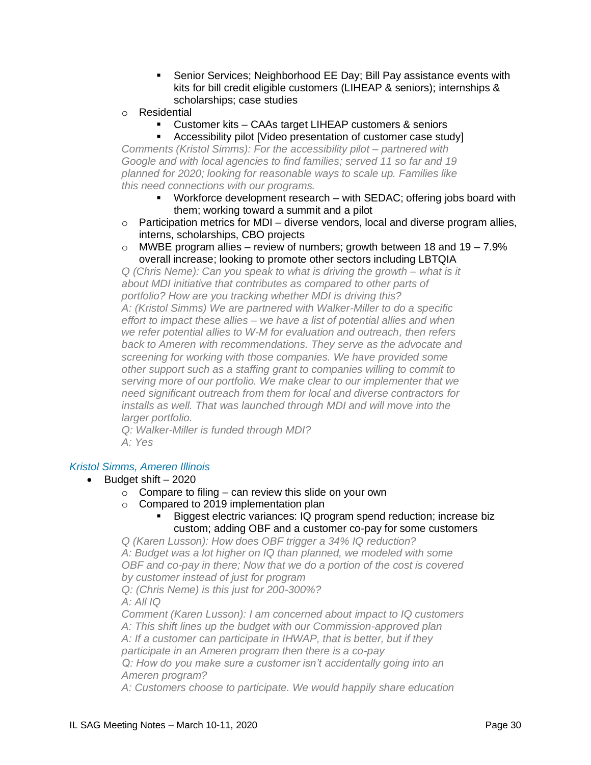- Senior Services; Neighborhood EE Day; Bill Pay assistance events with kits for bill credit eligible customers (LIHEAP & seniors); internships & scholarships; case studies
    - Residential
        - Customer kits – CAAs target LIHEAP customers & seniors
        - Accessibility pilot [Video presentation of customer case study]

    *Comments (Kristol Simms): For the accessibility pilot – partnered with Google and with local agencies to find families; served 11 so far and 19 planned for 2020; looking for reasonable ways to scale up. Families like this need connections with our programs.*

        - Workforce development research – with SEDAC; offering jobs board with them; working toward a summit and a pilot
    - Participation metrics for MDI – diverse vendors, local and diverse program allies, interns, scholarships, CBO projects
    - MWBE program allies – review of numbers; growth between 18 and 19 – 7.9% overall increase; looking to promote other sectors including LBTQIA

    *Q (Chris Neme): Can you speak to what is driving the growth – what is it about MDI initiative that contributes as compared to other parts of portfolio? How are you tracking whether MDI is driving this?*

    *A: (Kristol Simms) We are partnered with Walker-Miller to do a specific effort to impact these allies – we have a list of potential allies and when we refer potential allies to W-M for evaluation and outreach, then refers back to Ameren with recommendations. They serve as the advocate and screening for working with those companies. We have provided some other support such as a staffing grant to companies willing to commit to serving more of our portfolio. We make clear to our implementer that we need significant outreach from them for local and diverse contractors for installs as well. That was launched through MDI and will move into the larger portfolio.*

    *Q: Walker-Miller is funded through MDI?*

    *A: Yes*

*Kristol Simms, Ameren Illinois*

- Budget shift – 2020
    - Compare to filing – can review this slide on your own
    - Compared to 2019 implementation plan
        - Biggest electric variances: IQ program spend reduction; increase biz custom; adding OBF and a customer co-pay for some customers

    *Q (Karen Lusson): How does OBF trigger a 34% IQ reduction?*

    *A: Budget was a lot higher on IQ than planned, we modeled with some OBF and co-pay in there; Now that we do a portion of the cost is covered by customer instead of just for program*

    *Q: (Chris Neme) is this just for 200-300%?*

    *A: All IQ*

    *Comment (Karen Lusson): I am concerned about impact to IQ customers*

    *A: This shift lines up the budget with our Commission-approved plan*

    *A: If a customer can participate in IHWAP, that is better, but if they participate in an Ameren program then there is a co-pay*

    *Q: How do you make sure a customer isn't accidentally going into an Ameren program?*

    *A: Customers choose to participate. We would happily share education*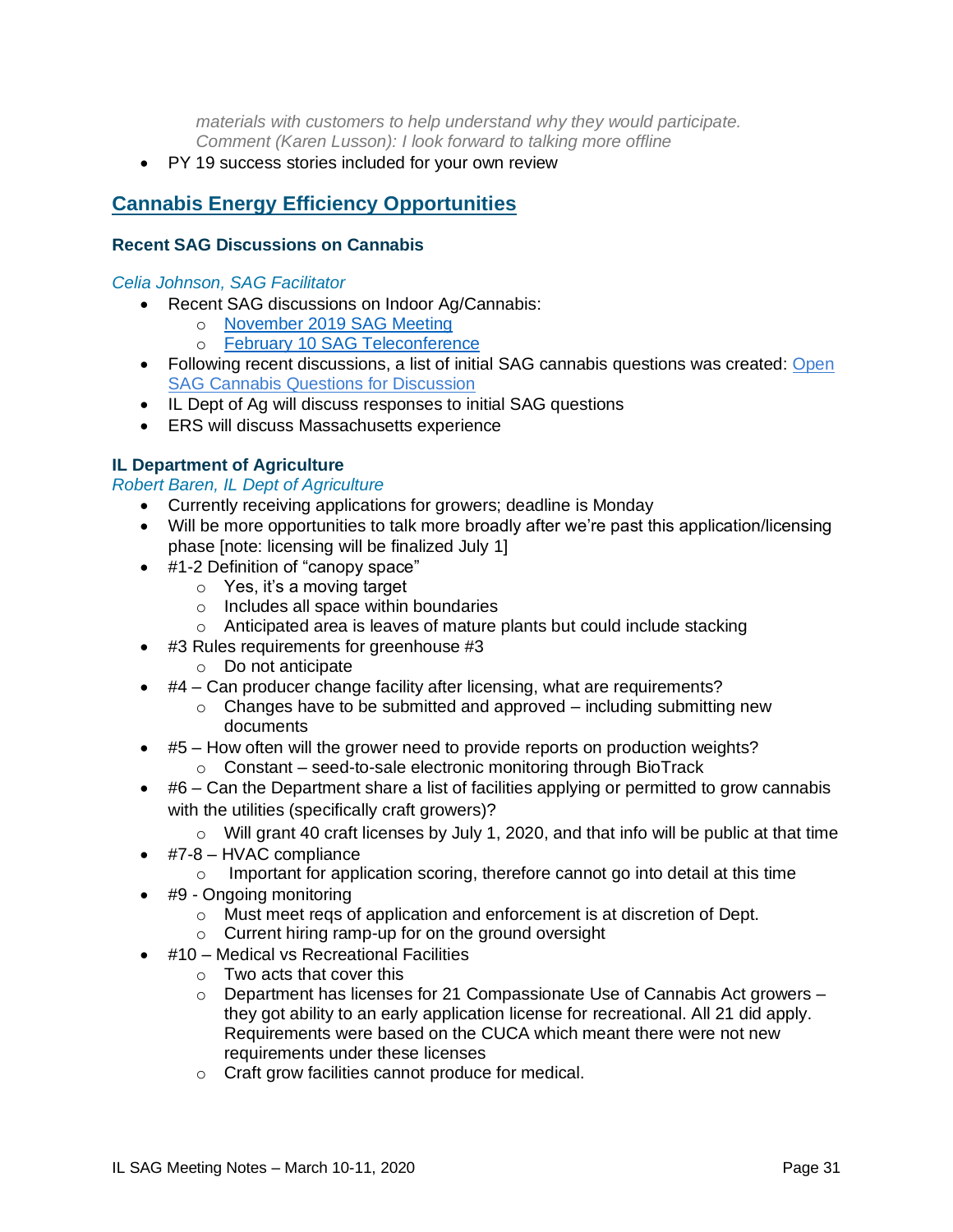*materials with customers to help understand why they would participate.*
*Comment (Karen Lusson): I look forward to talking more offline*

- PY 19 success stories included for your own review

## Cannabis Energy Efficiency Opportunities

### Recent SAG Discussions on Cannabis

*Celia Johnson, SAG Facilitator*

- Recent SAG discussions on Indoor Ag/Cannabis:
  - November 2019 SAG Meeting
  - February 10 SAG Teleconference
- Following recent discussions, a list of initial SAG cannabis questions was created: Open SAG Cannabis Questions for Discussion
- IL Dept of Ag will discuss responses to initial SAG questions
- ERS will discuss Massachusetts experience

### IL Department of Agriculture

*Robert Baren, IL Dept of Agriculture*

- Currently receiving applications for growers; deadline is Monday
- Will be more opportunities to talk more broadly after we're past this application/licensing phase [note: licensing will be finalized July 1]
- #1-2 Definition of "canopy space"
  - Yes, it's a moving target
  - Includes all space within boundaries
  - Anticipated area is leaves of mature plants but could include stacking
- #3 Rules requirements for greenhouse #3
  - Do not anticipate
- #4 – Can producer change facility after licensing, what are requirements?
  - Changes have to be submitted and approved – including submitting new documents
- #5 – How often will the grower need to provide reports on production weights?
  - Constant – seed-to-sale electronic monitoring through BioTrack
- #6 – Can the Department share a list of facilities applying or permitted to grow cannabis with the utilities (specifically craft growers)?
  - Will grant 40 craft licenses by July 1, 2020, and that info will be public at that time
- #7-8 – HVAC compliance
  - Important for application scoring, therefore cannot go into detail at this time
- #9 - Ongoing monitoring
  - Must meet reqs of application and enforcement is at discretion of Dept.
  - Current hiring ramp-up for on the ground oversight
- #10 – Medical vs Recreational Facilities
  - Two acts that cover this
  - Department has licenses for 21 Compassionate Use of Cannabis Act growers – they got ability to an early application license for recreational. All 21 did apply. Requirements were based on the CUCA which meant there were not new requirements under these licenses
  - Craft grow facilities cannot produce for medical.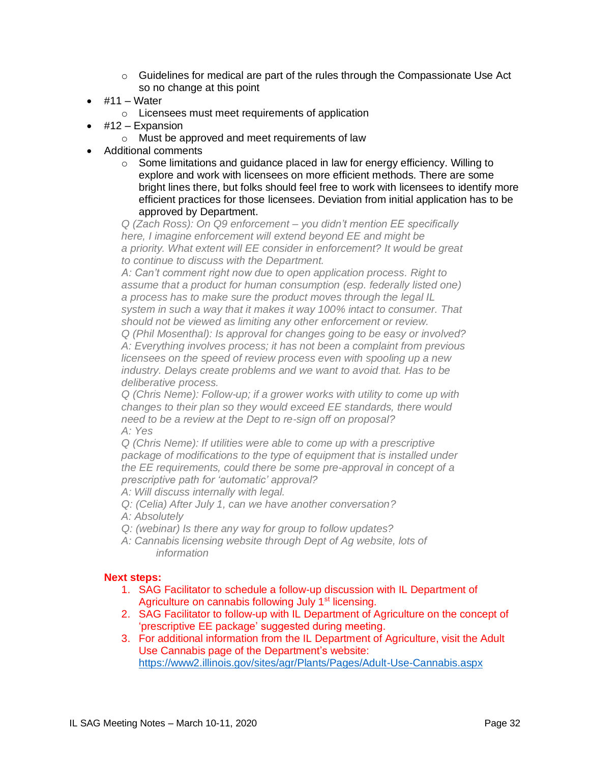- Guidelines for medical are part of the rules through the Compassionate Use Act so no change at this point
- #11 – Water
  - Licensees must meet requirements of application
- #12 – Expansion
  - Must be approved and meet requirements of law
- Additional comments
  - Some limitations and guidance placed in law for energy efficiency. Willing to explore and work with licensees on more efficient methods. There are some bright lines there, but folks should feel free to work with licensees to identify more efficient practices for those licensees. Deviation from initial application has to be approved by Department.

  *Q (Zach Ross): On Q9 enforcement – you didn't mention EE specifically here, I imagine enforcement will extend beyond EE and might be a priority. What extent will EE consider in enforcement? It would be great to continue to discuss with the Department.*
  *A: Can't comment right now due to open application process. Right to assume that a product for human consumption (esp. federally listed one) a process has to make sure the product moves through the legal IL system in such a way that it makes it way 100% intact to consumer. That should not be viewed as limiting any other enforcement or review.*
  *Q (Phil Mosenthal): Is approval for changes going to be easy or involved?*
  *A: Everything involves process; it has not been a complaint from previous licensees on the speed of review process even with spooling up a new industry. Delays create problems and we want to avoid that. Has to be deliberative process.*
  *Q (Chris Neme): Follow-up; if a grower works with utility to come up with changes to their plan so they would exceed EE standards, there would need to be a review at the Dept to re-sign off on proposal?*
  *A: Yes*
  *Q (Chris Neme): If utilities were able to come up with a prescriptive package of modifications to the type of equipment that is installed under the EE requirements, could there be some pre-approval in concept of a prescriptive path for 'automatic' approval?*
  *A: Will discuss internally with legal.*
  *Q: (Celia) After July 1, can we have another conversation?*
  *A: Absolutely*
  *Q: (webinar) Is there any way for group to follow updates?*
  *A: Cannabis licensing website through Dept of Ag website, lots of information*

**Next steps:**

1. SAG Facilitator to schedule a follow-up discussion with IL Department of Agriculture on cannabis following July 1st licensing.
2. SAG Facilitator to follow-up with IL Department of Agriculture on the concept of 'prescriptive EE package' suggested during meeting.
3. For additional information from the IL Department of Agriculture, visit the Adult Use Cannabis page of the Department's website: https://www2.illinois.gov/sites/agr/Plants/Pages/Adult-Use-Cannabis.aspx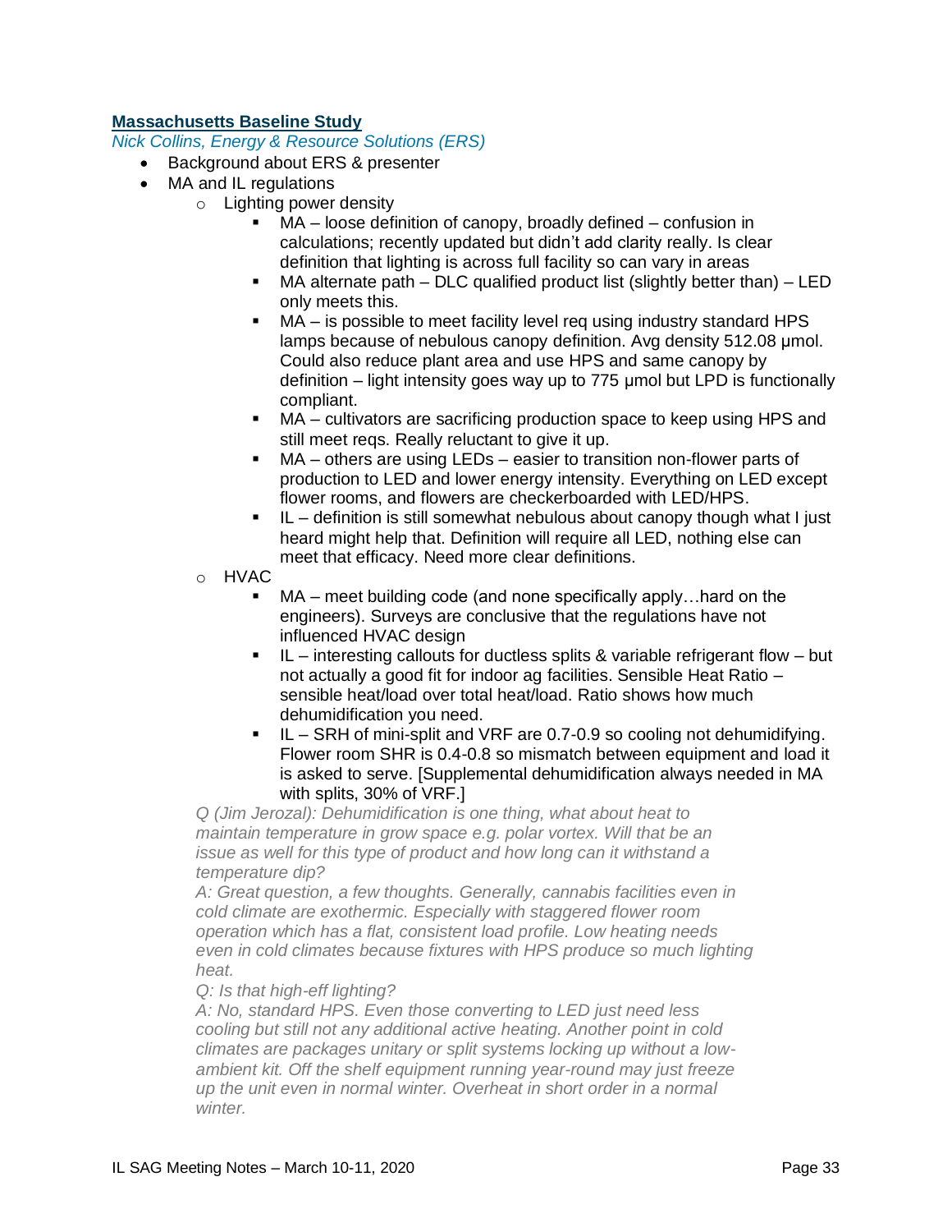**Massachusetts Baseline Study**

*Nick Collins, Energy & Resource Solutions (ERS)*

- Background about ERS & presenter
- MA and IL regulations
    - Lighting power density
        - MA – loose definition of canopy, broadly defined – confusion in calculations; recently updated but didn't add clarity really. Is clear definition that lighting is across full facility so can vary in areas
        - MA alternate path – DLC qualified product list (slightly better than) – LED only meets this.
        - MA – is possible to meet facility level req using industry standard HPS lamps because of nebulous canopy definition. Avg density 512.08 μmol. Could also reduce plant area and use HPS and same canopy by definition – light intensity goes way up to 775 μmol but LPD is functionally compliant.
        - MA – cultivators are sacrificing production space to keep using HPS and still meet reqs. Really reluctant to give it up.
        - MA – others are using LEDs – easier to transition non-flower parts of production to LED and lower energy intensity. Everything on LED except flower rooms, and flowers are checkerboarded with LED/HPS.
        - IL – definition is still somewhat nebulous about canopy though what I just heard might help that. Definition will require all LED, nothing else can meet that efficacy. Need more clear definitions.
    - HVAC
        - MA – meet building code (and none specifically apply…hard on the engineers). Surveys are conclusive that the regulations have not influenced HVAC design
        - IL – interesting callouts for ductless splits & variable refrigerant flow – but not actually a good fit for indoor ag facilities. Sensible Heat Ratio – sensible heat/load over total heat/load. Ratio shows how much dehumidification you need.
        - IL – SRH of mini-split and VRF are 0.7-0.9 so cooling not dehumidifying. Flower room SHR is 0.4-0.8 so mismatch between equipment and load it is asked to serve. [Supplemental dehumidification always needed in MA with splits, 30% of VRF.]

    *Q (Jim Jerozal): Dehumidification is one thing, what about heat to maintain temperature in grow space e.g. polar vortex. Will that be an issue as well for this type of product and how long can it withstand a temperature dip?*

    *A: Great question, a few thoughts. Generally, cannabis facilities even in cold climate are exothermic. Especially with staggered flower room operation which has a flat, consistent load profile. Low heating needs even in cold climates because fixtures with HPS produce so much lighting heat.*

    *Q: Is that high-eff lighting?*

    *A: No, standard HPS. Even those converting to LED just need less cooling but still not any additional active heating. Another point in cold climates are packages unitary or split systems locking up without a low-ambient kit. Off the shelf equipment running year-round may just freeze up the unit even in normal winter. Overheat in short order in a normal winter.*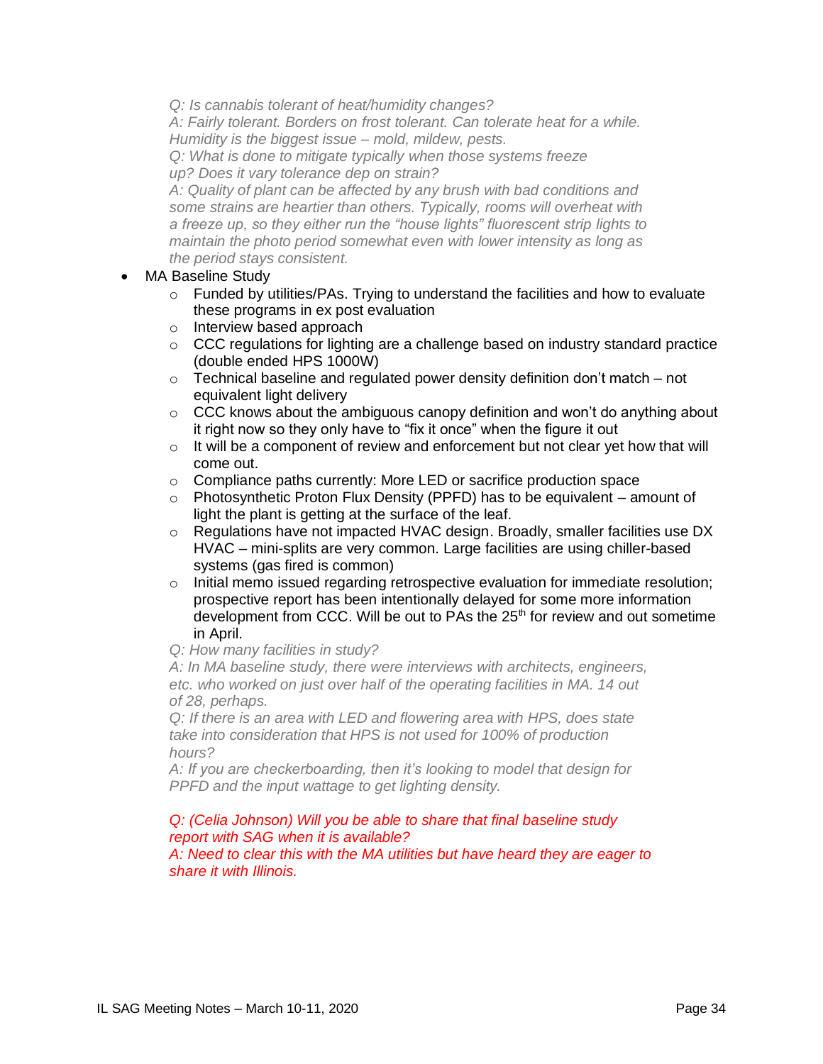*Q: Is cannabis tolerant of heat/humidity changes?*
*A: Fairly tolerant. Borders on frost tolerant. Can tolerate heat for a while. Humidity is the biggest issue – mold, mildew, pests.*
*Q: What is done to mitigate typically when those systems freeze up? Does it vary tolerance dep on strain?*
*A: Quality of plant can be affected by any brush with bad conditions and some strains are heartier than others. Typically, rooms will overheat with a freeze up, so they either run the "house lights" fluorescent strip lights to maintain the photo period somewhat even with lower intensity as long as the period stays consistent.*

- MA Baseline Study
  - Funded by utilities/PAs. Trying to understand the facilities and how to evaluate these programs in ex post evaluation
  - Interview based approach
  - CCC regulations for lighting are a challenge based on industry standard practice (double ended HPS 1000W)
  - Technical baseline and regulated power density definition don't match – not equivalent light delivery
  - CCC knows about the ambiguous canopy definition and won't do anything about it right now so they only have to "fix it once" when the figure it out
  - It will be a component of review and enforcement but not clear yet how that will come out.
  - Compliance paths currently: More LED or sacrifice production space
  - Photosynthetic Proton Flux Density (PPFD) has to be equivalent – amount of light the plant is getting at the surface of the leaf.
  - Regulations have not impacted HVAC design. Broadly, smaller facilities use DX HVAC – mini-splits are very common. Large facilities are using chiller-based systems (gas fired is common)
  - Initial memo issued regarding retrospective evaluation for immediate resolution; prospective report has been intentionally delayed for some more information development from CCC. Will be out to PAs the 25th for review and out sometime in April.

*Q: How many facilities in study?*
*A: In MA baseline study, there were interviews with architects, engineers, etc. who worked on just over half of the operating facilities in MA. 14 out of 28, perhaps.*
*Q: If there is an area with LED and flowering area with HPS, does state take into consideration that HPS is not used for 100% of production hours?*
*A: If you are checkerboarding, then it's looking to model that design for PPFD and the input wattage to get lighting density.*

*Q: (Celia Johnson) Will you be able to share that final baseline study report with SAG when it is available?*
*A: Need to clear this with the MA utilities but have heard they are eager to share it with Illinois.*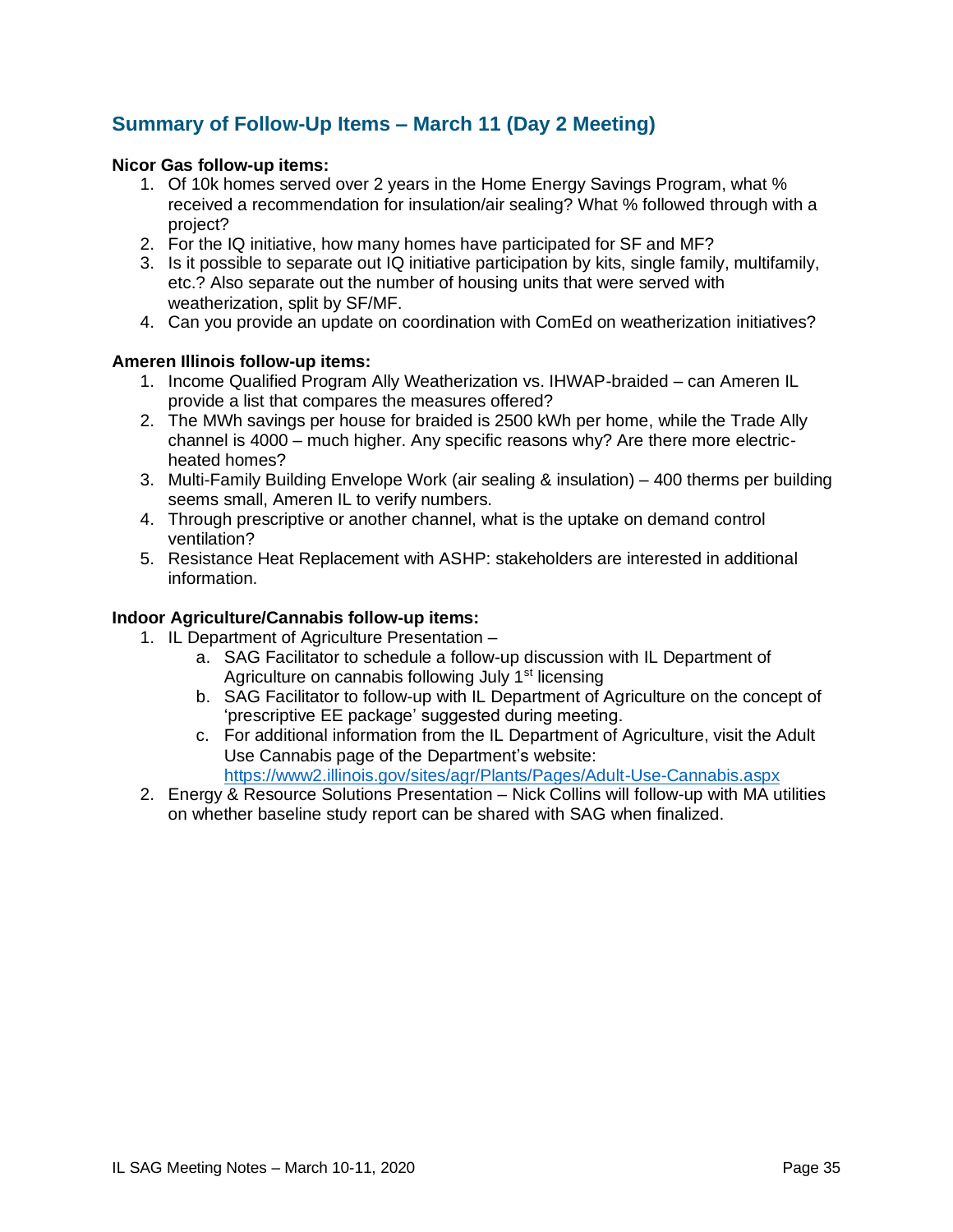## Summary of Follow-Up Items – March 11 (Day 2 Meeting)

**Nicor Gas follow-up items:**

1. Of 10k homes served over 2 years in the Home Energy Savings Program, what % received a recommendation for insulation/air sealing? What % followed through with a project?
2. For the IQ initiative, how many homes have participated for SF and MF?
3. Is it possible to separate out IQ initiative participation by kits, single family, multifamily, etc.? Also separate out the number of housing units that were served with weatherization, split by SF/MF.
4. Can you provide an update on coordination with ComEd on weatherization initiatives?

**Ameren Illinois follow-up items:**

1. Income Qualified Program Ally Weatherization vs. IHWAP-braided – can Ameren IL provide a list that compares the measures offered?
2. The MWh savings per house for braided is 2500 kWh per home, while the Trade Ally channel is 4000 – much higher. Any specific reasons why? Are there more electric-heated homes?
3. Multi-Family Building Envelope Work (air sealing & insulation) – 400 therms per building seems small, Ameren IL to verify numbers.
4. Through prescriptive or another channel, what is the uptake on demand control ventilation?
5. Resistance Heat Replacement with ASHP: stakeholders are interested in additional information.

**Indoor Agriculture/Cannabis follow-up items:**

1. IL Department of Agriculture Presentation –
   a. SAG Facilitator to schedule a follow-up discussion with IL Department of Agriculture on cannabis following July 1st licensing
   b. SAG Facilitator to follow-up with IL Department of Agriculture on the concept of 'prescriptive EE package' suggested during meeting.
   c. For additional information from the IL Department of Agriculture, visit the Adult Use Cannabis page of the Department's website: https://www2.illinois.gov/sites/agr/Plants/Pages/Adult-Use-Cannabis.aspx
2. Energy & Resource Solutions Presentation – Nick Collins will follow-up with MA utilities on whether baseline study report can be shared with SAG when finalized.